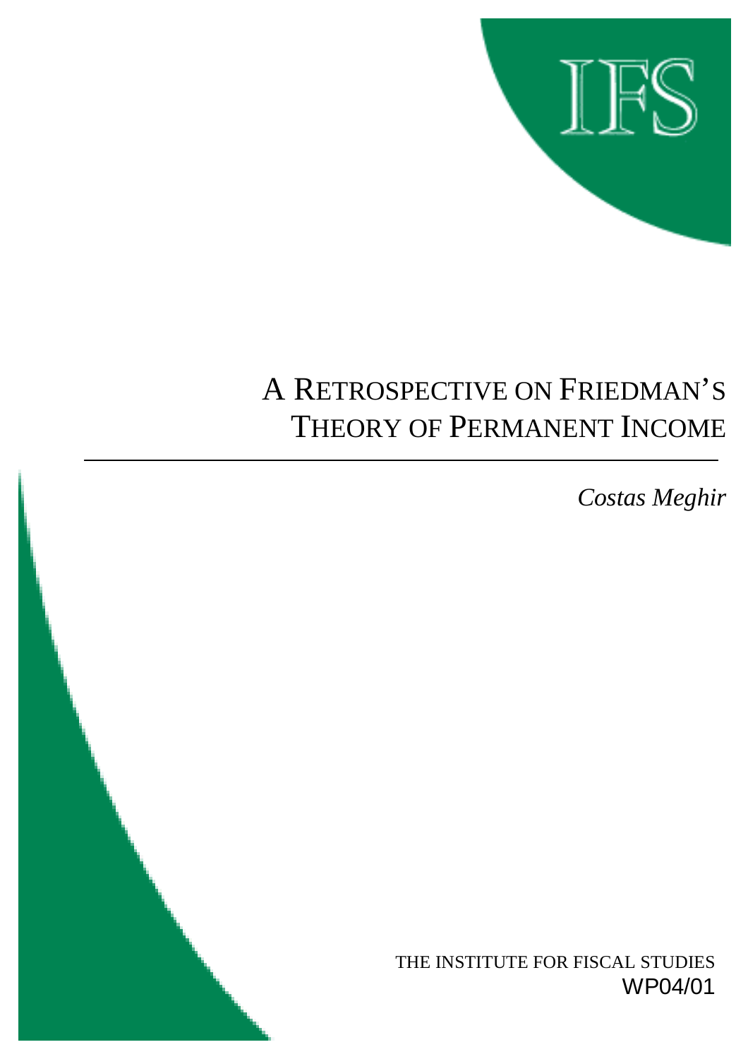# A Retrospective on Friedman's Theory of Permanent Income

*Costas Meghir*

THE INSTITUTE FOR FISCAL STUDIES
WP04/01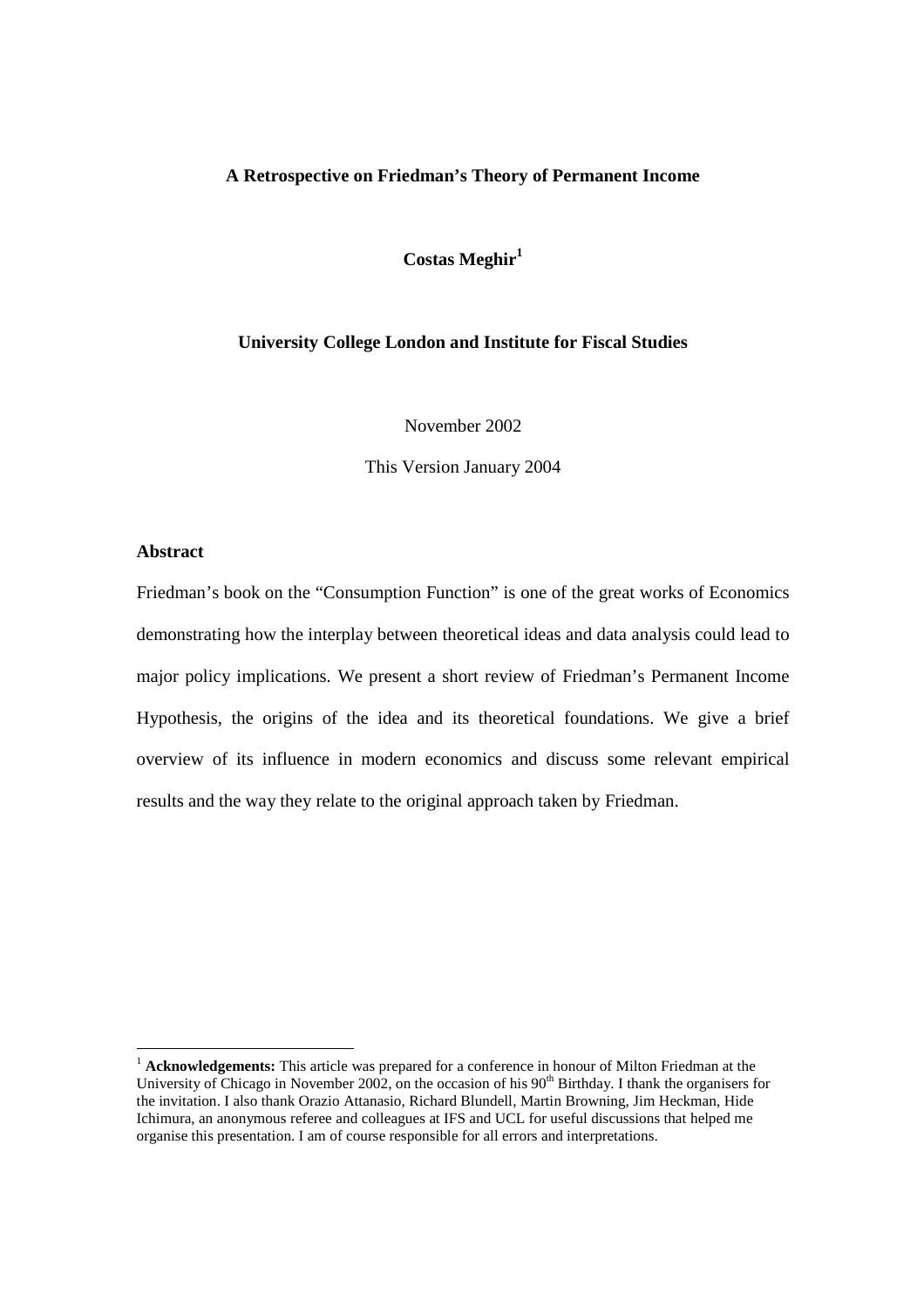**A Retrospective on Friedman's Theory of Permanent Income**

**Costas Meghir**[1]

**University College London and Institute for Fiscal Studies**

November 2002

This Version January 2004

**Abstract**

Friedman's book on the "Consumption Function" is one of the great works of Economics demonstrating how the interplay between theoretical ideas and data analysis could lead to major policy implications. We present a short review of Friedman's Permanent Income Hypothesis, the origins of the idea and its theoretical foundations. We give a brief overview of its influence in modern economics and discuss some relevant empirical results and the way they relate to the original approach taken by Friedman.

---

[1] **Acknowledgements:** This article was prepared for a conference in honour of Milton Friedman at the University of Chicago in November 2002, on the occasion of his 90th Birthday. I thank the organisers for the invitation. I also thank Orazio Attanasio, Richard Blundell, Martin Browning, Jim Heckman, Hide Ichimura, an anonymous referee and colleagues at IFS and UCL for useful discussions that helped me organise this presentation. I am of course responsible for all errors and interpretations.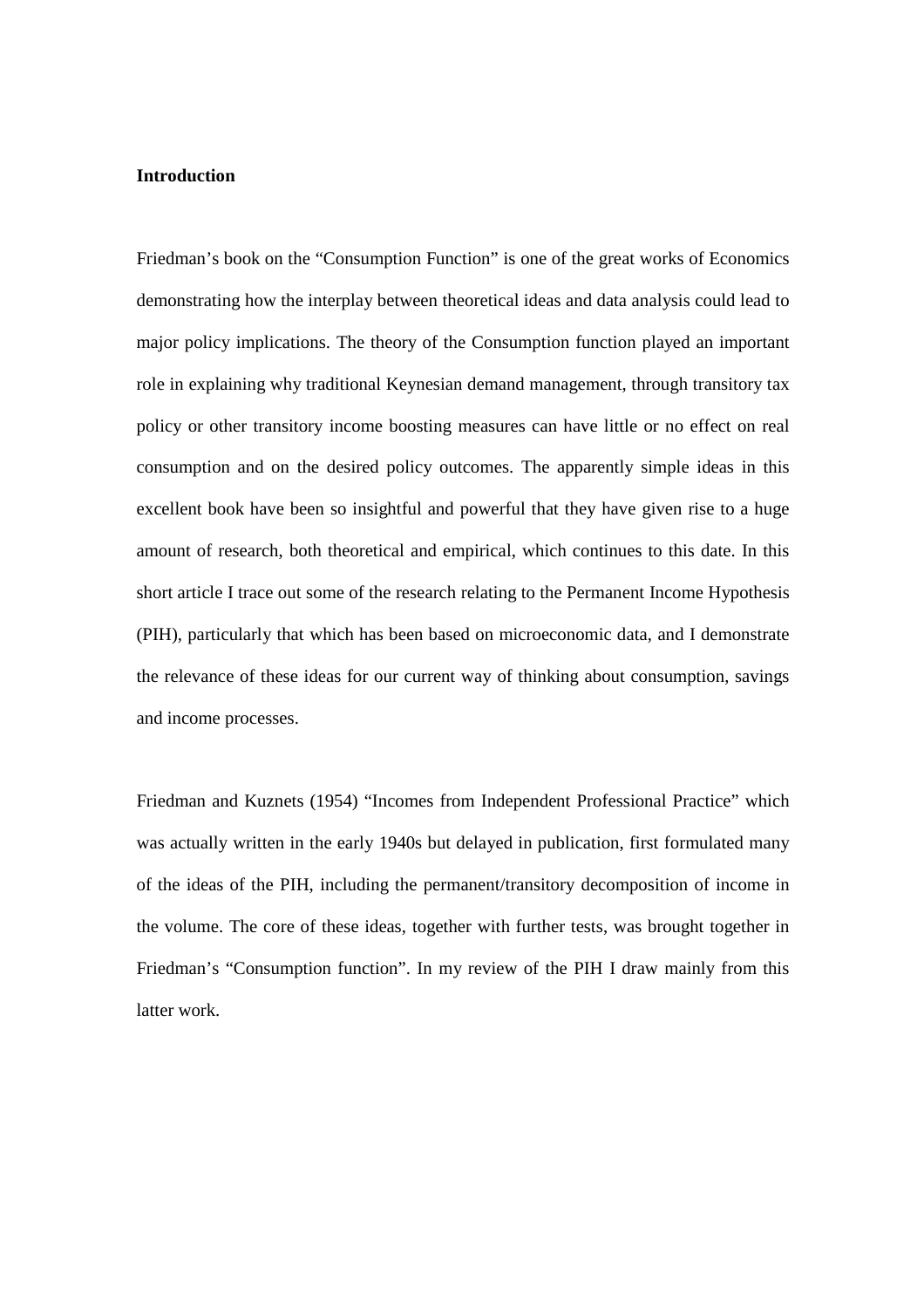**Introduction**

Friedman's book on the "Consumption Function" is one of the great works of Economics demonstrating how the interplay between theoretical ideas and data analysis could lead to major policy implications. The theory of the Consumption function played an important role in explaining why traditional Keynesian demand management, through transitory tax policy or other transitory income boosting measures can have little or no effect on real consumption and on the desired policy outcomes. The apparently simple ideas in this excellent book have been so insightful and powerful that they have given rise to a huge amount of research, both theoretical and empirical, which continues to this date. In this short article I trace out some of the research relating to the Permanent Income Hypothesis (PIH), particularly that which has been based on microeconomic data, and I demonstrate the relevance of these ideas for our current way of thinking about consumption, savings and income processes.

Friedman and Kuznets (1954) "Incomes from Independent Professional Practice" which was actually written in the early 1940s but delayed in publication, first formulated many of the ideas of the PIH, including the permanent/transitory decomposition of income in the volume. The core of these ideas, together with further tests, was brought together in Friedman's "Consumption function". In my review of the PIH I draw mainly from this latter work.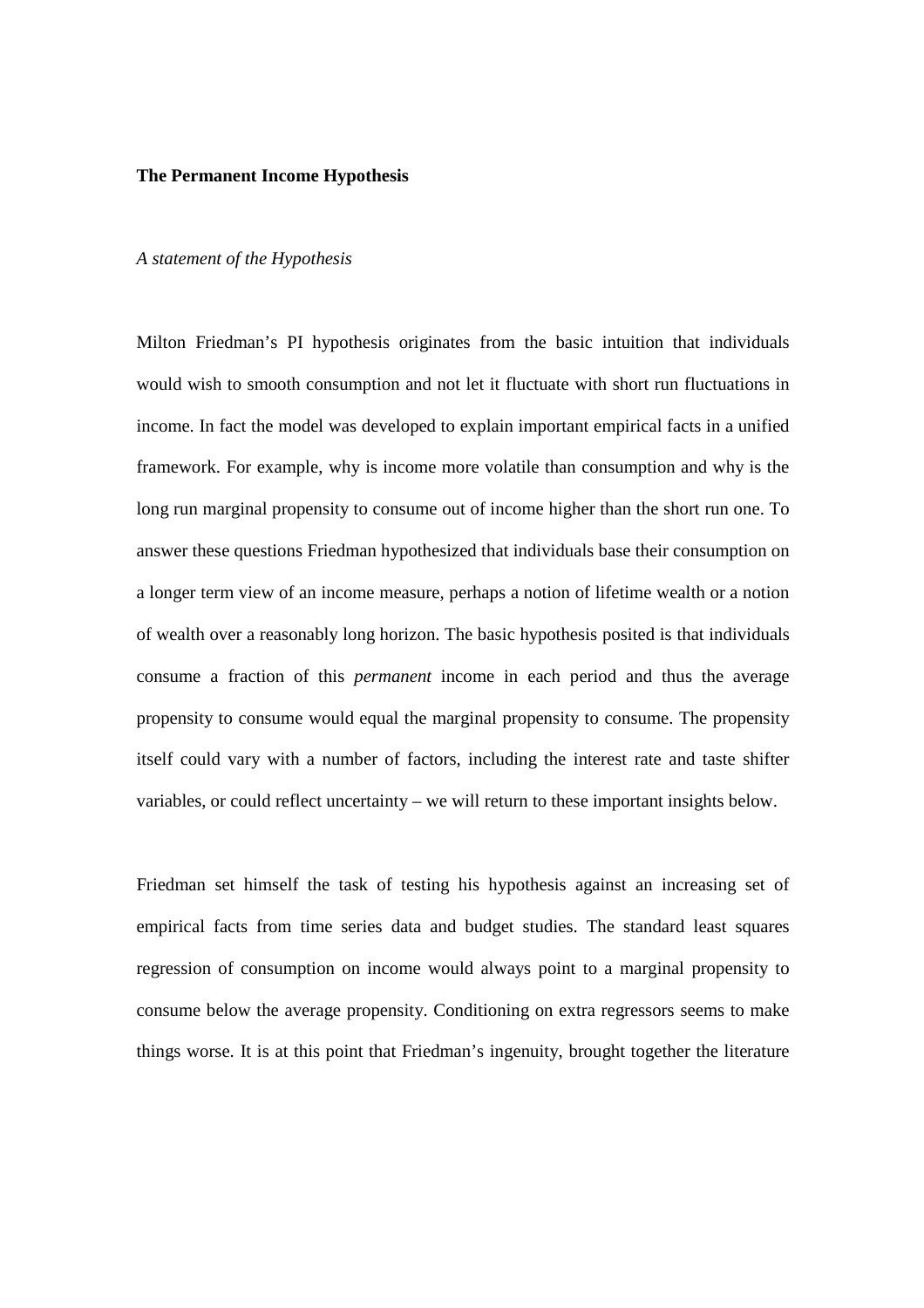**The Permanent Income Hypothesis**

*A statement of the Hypothesis*

Milton Friedman's PI hypothesis originates from the basic intuition that individuals would wish to smooth consumption and not let it fluctuate with short run fluctuations in income. In fact the model was developed to explain important empirical facts in a unified framework. For example, why is income more volatile than consumption and why is the long run marginal propensity to consume out of income higher than the short run one. To answer these questions Friedman hypothesized that individuals base their consumption on a longer term view of an income measure, perhaps a notion of lifetime wealth or a notion of wealth over a reasonably long horizon. The basic hypothesis posited is that individuals consume a fraction of this *permanent* income in each period and thus the average propensity to consume would equal the marginal propensity to consume. The propensity itself could vary with a number of factors, including the interest rate and taste shifter variables, or could reflect uncertainty – we will return to these important insights below.

Friedman set himself the task of testing his hypothesis against an increasing set of empirical facts from time series data and budget studies. The standard least squares regression of consumption on income would always point to a marginal propensity to consume below the average propensity. Conditioning on extra regressors seems to make things worse. It is at this point that Friedman's ingenuity, brought together the literature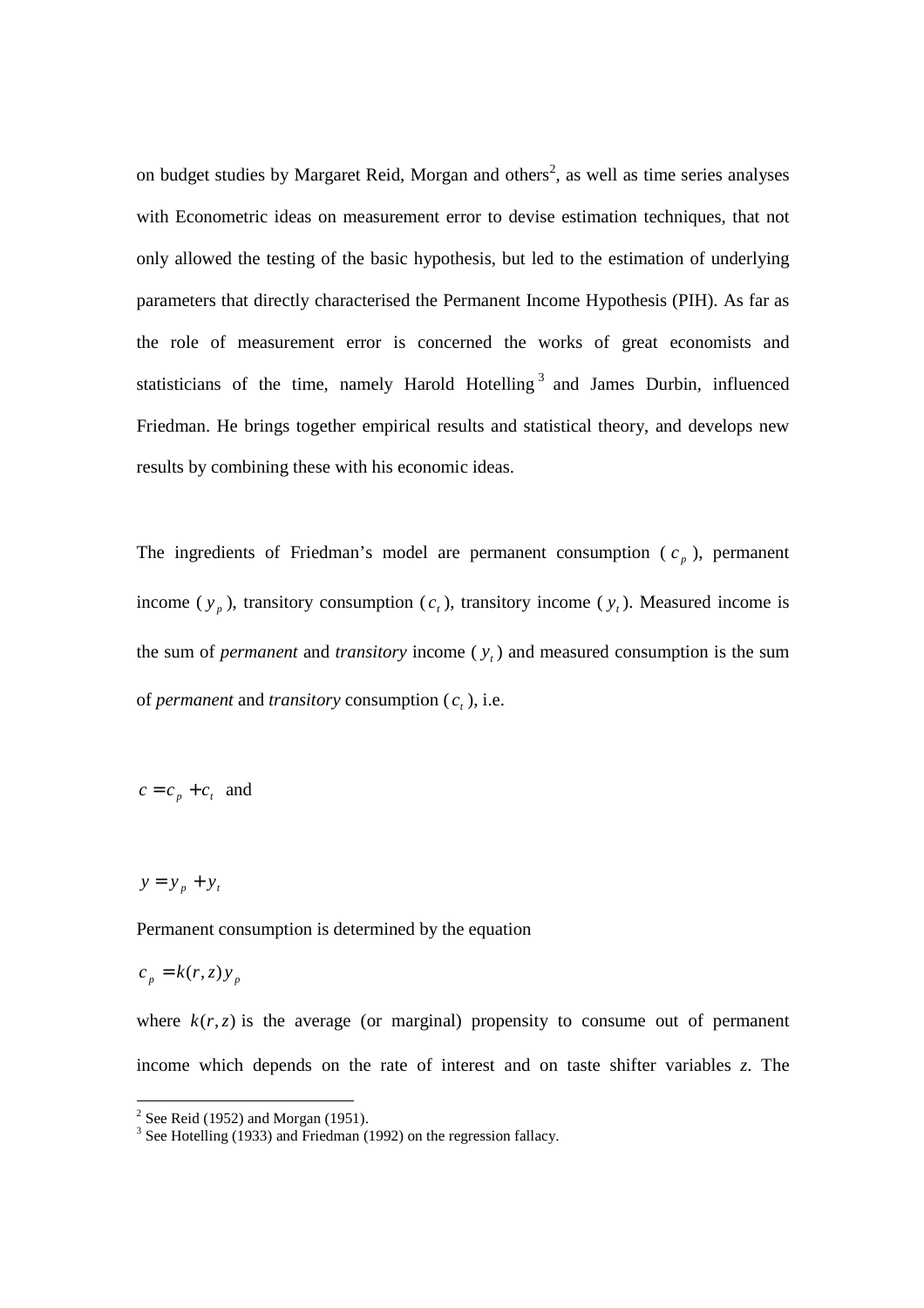on budget studies by Margaret Reid, Morgan and others[2], as well as time series analyses with Econometric ideas on measurement error to devise estimation techniques, that not only allowed the testing of the basic hypothesis, but led to the estimation of underlying parameters that directly characterised the Permanent Income Hypothesis (PIH). As far as the role of measurement error is concerned the works of great economists and statisticians of the time, namely Harold Hotelling[3] and James Durbin, influenced Friedman. He brings together empirical results and statistical theory, and develops new results by combining these with his economic ideas.

The ingredients of Friedman's model are permanent consumption ($c_p$), permanent income ($y_p$), transitory consumption ($c_t$), transitory income ($y_t$). Measured income is the sum of *permanent* and *transitory* income ($y_t$) and measured consumption is the sum of *permanent* and *transitory* consumption ($c_t$), i.e.

$$c = c_p + c_t \quad \text{and}$$

$$y = y_p + y_t$$

Permanent consumption is determined by the equation

$$c_p = k(r, z) y_p$$

where $k(r, z)$ is the average (or marginal) propensity to consume out of permanent income which depends on the rate of interest and on taste shifter variables *z*. The

[2] See Reid (1952) and Morgan (1951).

[3] See Hotelling (1933) and Friedman (1992) on the regression fallacy.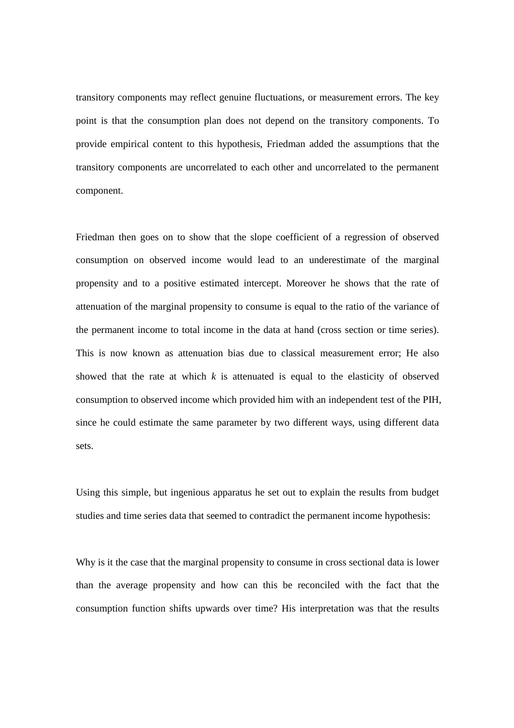transitory components may reflect genuine fluctuations, or measurement errors. The key point is that the consumption plan does not depend on the transitory components. To provide empirical content to this hypothesis, Friedman added the assumptions that the transitory components are uncorrelated to each other and uncorrelated to the permanent component.

Friedman then goes on to show that the slope coefficient of a regression of observed consumption on observed income would lead to an underestimate of the marginal propensity and to a positive estimated intercept. Moreover he shows that the rate of attenuation of the marginal propensity to consume is equal to the ratio of the variance of the permanent income to total income in the data at hand (cross section or time series). This is now known as attenuation bias due to classical measurement error; He also showed that the rate at which $k$ is attenuated is equal to the elasticity of observed consumption to observed income which provided him with an independent test of the PIH, since he could estimate the same parameter by two different ways, using different data sets.

Using this simple, but ingenious apparatus he set out to explain the results from budget studies and time series data that seemed to contradict the permanent income hypothesis:

Why is it the case that the marginal propensity to consume in cross sectional data is lower than the average propensity and how can this be reconciled with the fact that the consumption function shifts upwards over time? His interpretation was that the results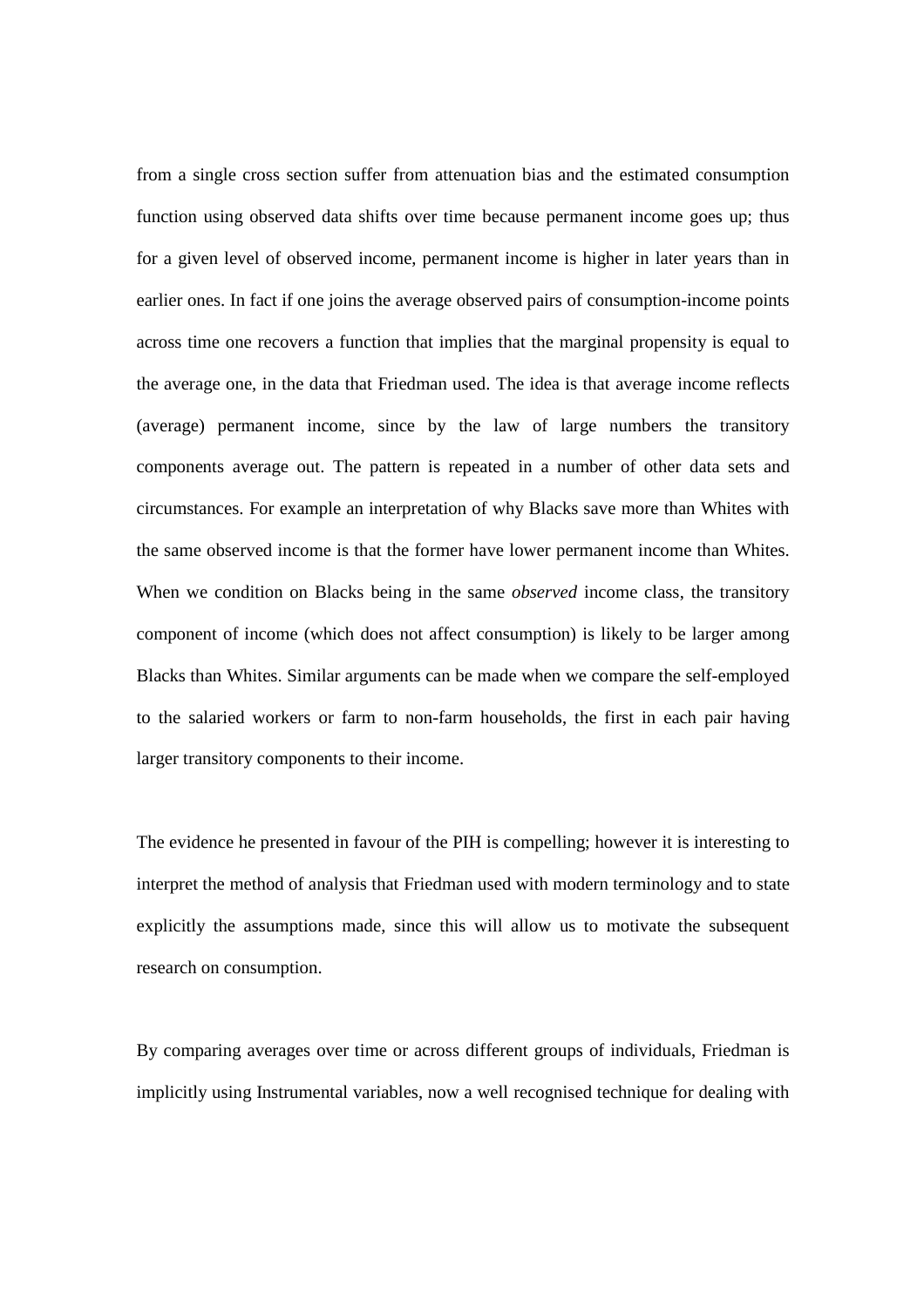from a single cross section suffer from attenuation bias and the estimated consumption function using observed data shifts over time because permanent income goes up; thus for a given level of observed income, permanent income is higher in later years than in earlier ones. In fact if one joins the average observed pairs of consumption-income points across time one recovers a function that implies that the marginal propensity is equal to the average one, in the data that Friedman used. The idea is that average income reflects (average) permanent income, since by the law of large numbers the transitory components average out. The pattern is repeated in a number of other data sets and circumstances. For example an interpretation of why Blacks save more than Whites with the same observed income is that the former have lower permanent income than Whites. When we condition on Blacks being in the same *observed* income class, the transitory component of income (which does not affect consumption) is likely to be larger among Blacks than Whites. Similar arguments can be made when we compare the self-employed to the salaried workers or farm to non-farm households, the first in each pair having larger transitory components to their income.

The evidence he presented in favour of the PIH is compelling; however it is interesting to interpret the method of analysis that Friedman used with modern terminology and to state explicitly the assumptions made, since this will allow us to motivate the subsequent research on consumption.

By comparing averages over time or across different groups of individuals, Friedman is implicitly using Instrumental variables, now a well recognised technique for dealing with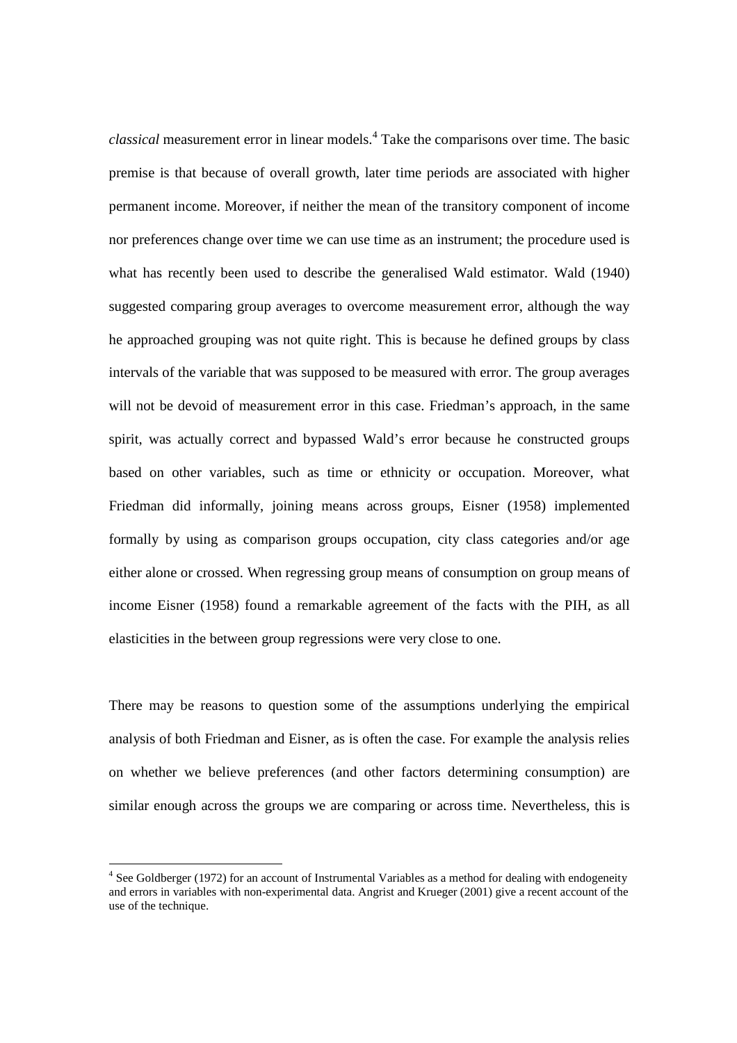*classical* measurement error in linear models.[4] Take the comparisons over time. The basic premise is that because of overall growth, later time periods are associated with higher permanent income. Moreover, if neither the mean of the transitory component of income nor preferences change over time we can use time as an instrument; the procedure used is what has recently been used to describe the generalised Wald estimator. Wald (1940) suggested comparing group averages to overcome measurement error, although the way he approached grouping was not quite right. This is because he defined groups by class intervals of the variable that was supposed to be measured with error. The group averages will not be devoid of measurement error in this case. Friedman's approach, in the same spirit, was actually correct and bypassed Wald's error because he constructed groups based on other variables, such as time or ethnicity or occupation. Moreover, what Friedman did informally, joining means across groups, Eisner (1958) implemented formally by using as comparison groups occupation, city class categories and/or age either alone or crossed. When regressing group means of consumption on group means of income Eisner (1958) found a remarkable agreement of the facts with the PIH, as all elasticities in the between group regressions were very close to one.

There may be reasons to question some of the assumptions underlying the empirical analysis of both Friedman and Eisner, as is often the case. For example the analysis relies on whether we believe preferences (and other factors determining consumption) are similar enough across the groups we are comparing or across time. Nevertheless, this is

[4] See Goldberger (1972) for an account of Instrumental Variables as a method for dealing with endogeneity and errors in variables with non-experimental data. Angrist and Krueger (2001) give a recent account of the use of the technique.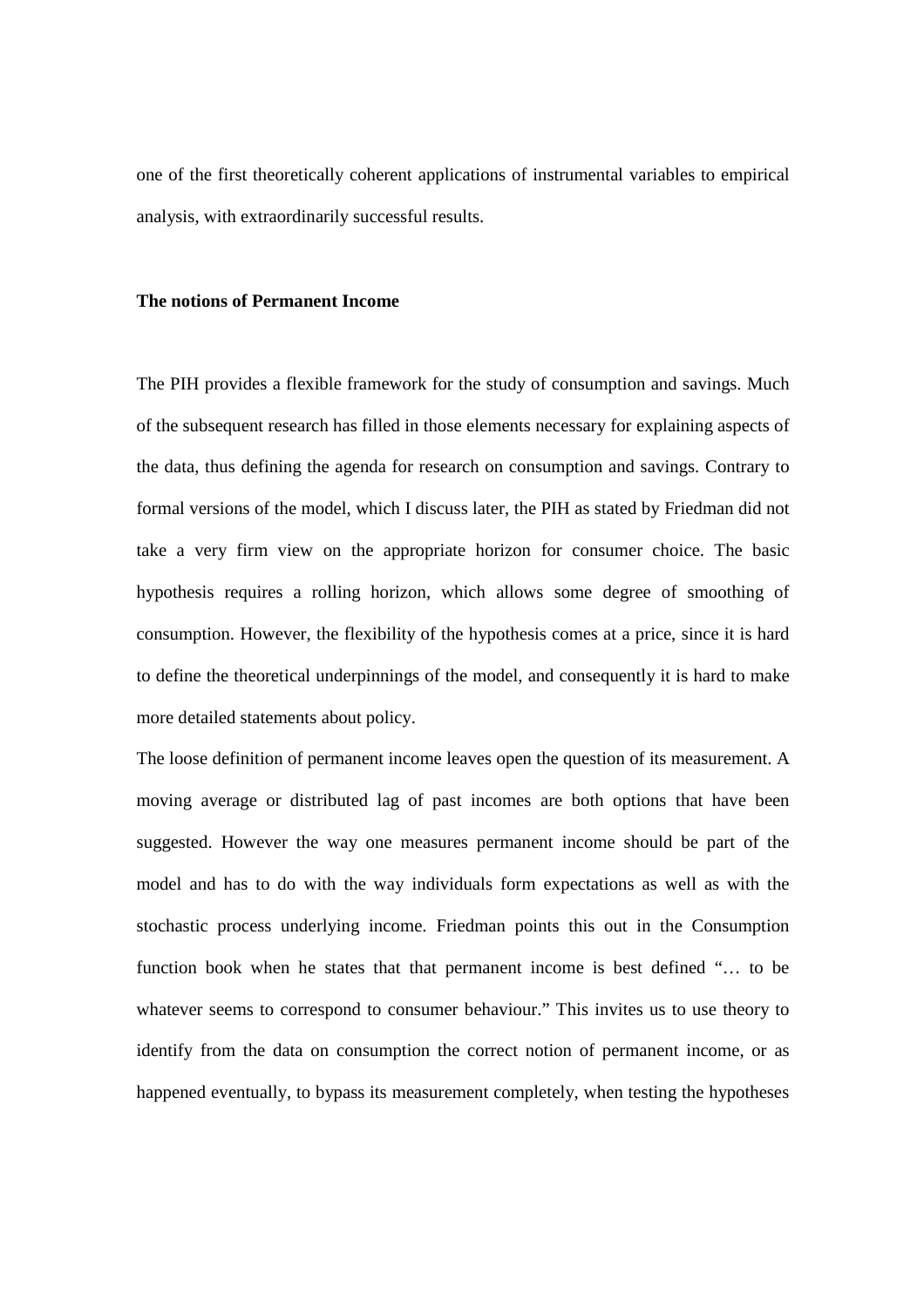one of the first theoretically coherent applications of instrumental variables to empirical analysis, with extraordinarily successful results.

**The notions of Permanent Income**

The PIH provides a flexible framework for the study of consumption and savings. Much of the subsequent research has filled in those elements necessary for explaining aspects of the data, thus defining the agenda for research on consumption and savings. Contrary to formal versions of the model, which I discuss later, the PIH as stated by Friedman did not take a very firm view on the appropriate horizon for consumer choice. The basic hypothesis requires a rolling horizon, which allows some degree of smoothing of consumption. However, the flexibility of the hypothesis comes at a price, since it is hard to define the theoretical underpinnings of the model, and consequently it is hard to make more detailed statements about policy.

The loose definition of permanent income leaves open the question of its measurement. A moving average or distributed lag of past incomes are both options that have been suggested. However the way one measures permanent income should be part of the model and has to do with the way individuals form expectations as well as with the stochastic process underlying income. Friedman points this out in the Consumption function book when he states that that permanent income is best defined "… to be whatever seems to correspond to consumer behaviour." This invites us to use theory to identify from the data on consumption the correct notion of permanent income, or as happened eventually, to bypass its measurement completely, when testing the hypotheses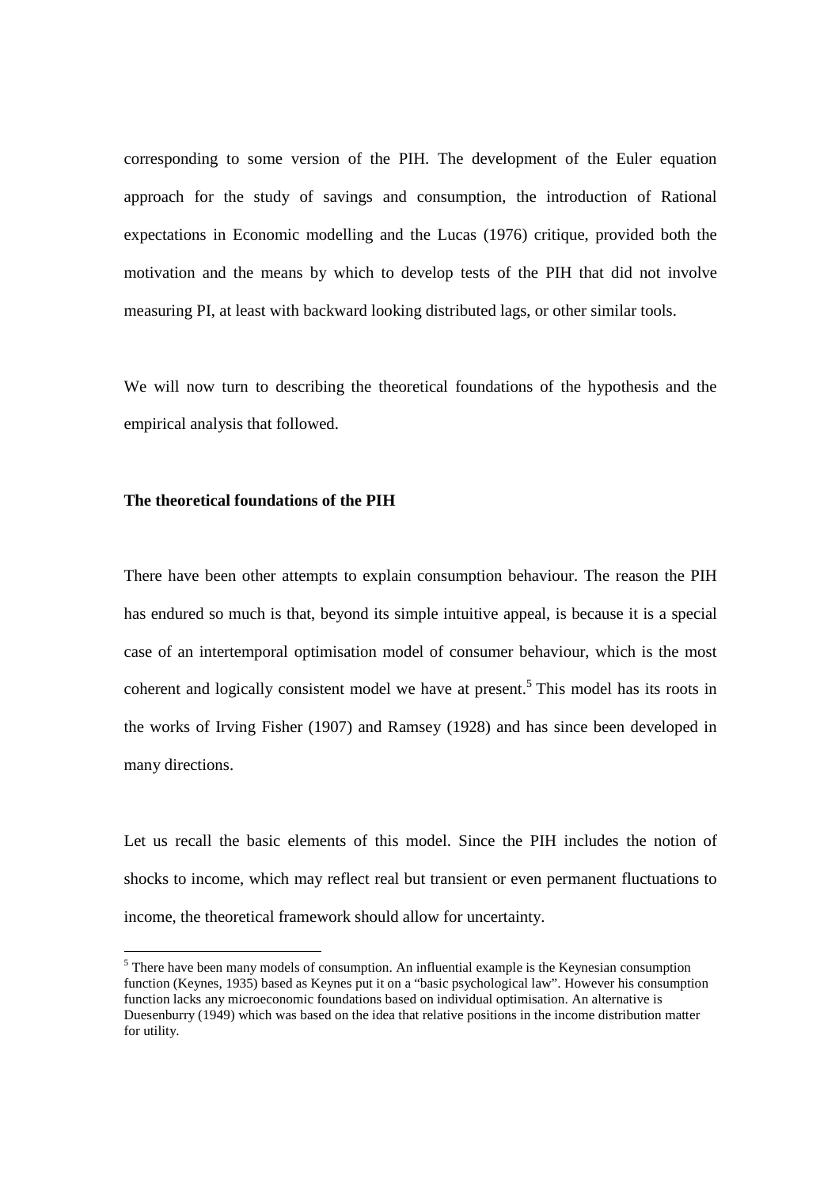corresponding to some version of the PIH. The development of the Euler equation approach for the study of savings and consumption, the introduction of Rational expectations in Economic modelling and the Lucas (1976) critique, provided both the motivation and the means by which to develop tests of the PIH that did not involve measuring PI, at least with backward looking distributed lags, or other similar tools.

We will now turn to describing the theoretical foundations of the hypothesis and the empirical analysis that followed.

**The theoretical foundations of the PIH**

There have been other attempts to explain consumption behaviour. The reason the PIH has endured so much is that, beyond its simple intuitive appeal, is because it is a special case of an intertemporal optimisation model of consumer behaviour, which is the most coherent and logically consistent model we have at present.[5] This model has its roots in the works of Irving Fisher (1907) and Ramsey (1928) and has since been developed in many directions.

Let us recall the basic elements of this model. Since the PIH includes the notion of shocks to income, which may reflect real but transient or even permanent fluctuations to income, the theoretical framework should allow for uncertainty.

[5] There have been many models of consumption. An influential example is the Keynesian consumption function (Keynes, 1935) based as Keynes put it on a "basic psychological law". However his consumption function lacks any microeconomic foundations based on individual optimisation. An alternative is Duesenburry (1949) which was based on the idea that relative positions in the income distribution matter for utility.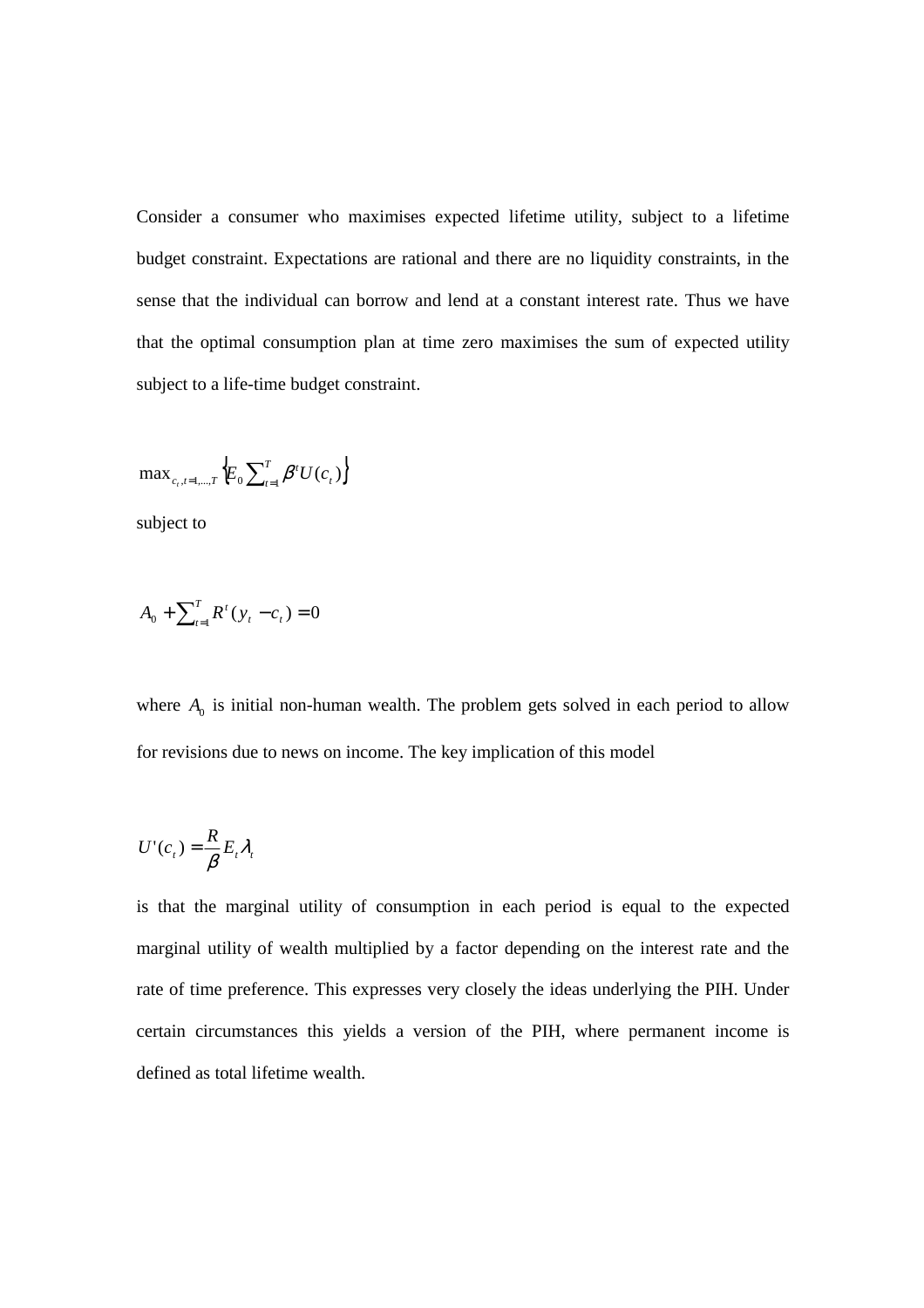Consider a consumer who maximises expected lifetime utility, subject to a lifetime budget constraint. Expectations are rational and there are no liquidity constraints, in the sense that the individual can borrow and lend at a constant interest rate. Thus we have that the optimal consumption plan at time zero maximises the sum of expected utility subject to a life-time budget constraint.

$$\max_{c_t, t=1,\ldots,T} \left\{ E_0 \sum_{t=1}^{T} \beta^t U(c_t) \right\}$$

subject to

$$A_0 + \sum_{t=1}^{T} R^t (y_t - c_t) = 0$$

where $A_0$ is initial non-human wealth. The problem gets solved in each period to allow for revisions due to news on income. The key implication of this model

$$U'(c_t) = \frac{R}{\beta} E_t \lambda_t$$

is that the marginal utility of consumption in each period is equal to the expected marginal utility of wealth multiplied by a factor depending on the interest rate and the rate of time preference. This expresses very closely the ideas underlying the PIH. Under certain circumstances this yields a version of the PIH, where permanent income is defined as total lifetime wealth.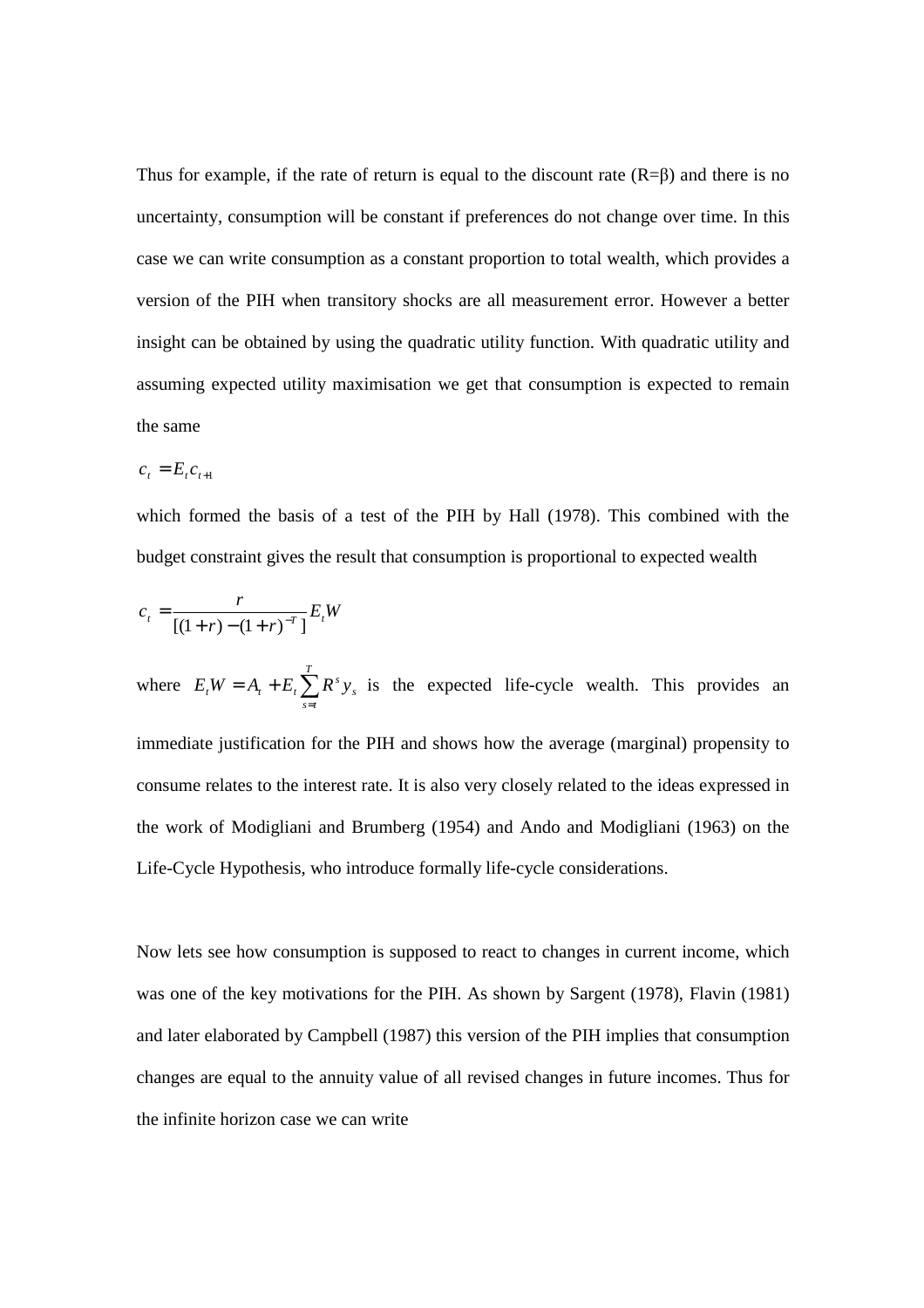Thus for example, if the rate of return is equal to the discount rate (R=β) and there is no uncertainty, consumption will be constant if preferences do not change over time. In this case we can write consumption as a constant proportion to total wealth, which provides a version of the PIH when transitory shocks are all measurement error. However a better insight can be obtained by using the quadratic utility function. With quadratic utility and assuming expected utility maximisation we get that consumption is expected to remain the same

$$c_t = E_t c_{t+1}$$

which formed the basis of a test of the PIH by Hall (1978). This combined with the budget constraint gives the result that consumption is proportional to expected wealth

$$c_t = \frac{r}{[(1+r)-(1+r)^{-T}]} E_t W$$

where $E_t W = A_t + E_t \sum_{s=t}^{T} R^s y_s$ is the expected life-cycle wealth. This provides an immediate justification for the PIH and shows how the average (marginal) propensity to consume relates to the interest rate. It is also very closely related to the ideas expressed in the work of Modigliani and Brumberg (1954) and Ando and Modigliani (1963) on the Life-Cycle Hypothesis, who introduce formally life-cycle considerations.

Now lets see how consumption is supposed to react to changes in current income, which was one of the key motivations for the PIH. As shown by Sargent (1978), Flavin (1981) and later elaborated by Campbell (1987) this version of the PIH implies that consumption changes are equal to the annuity value of all revised changes in future incomes. Thus for the infinite horizon case we can write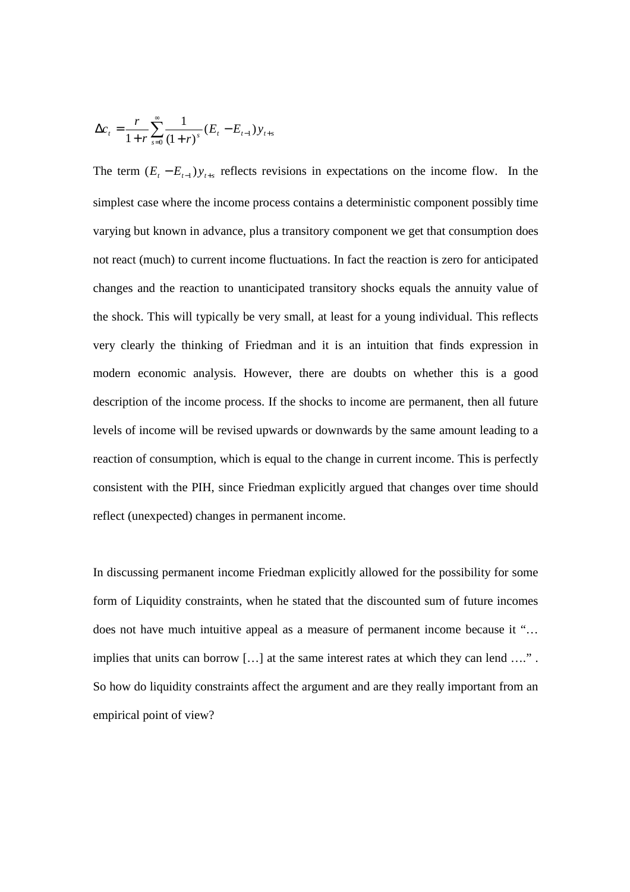$$\Delta c_t = \frac{r}{1+r} \sum_{s=0}^{\infty} \frac{1}{(1+r)^s} (E_t - E_{t-1}) y_{t+s}$$

The term $(E_t - E_{t-1}) y_{t+s}$ reflects revisions in expectations on the income flow. In the simplest case where the income process contains a deterministic component possibly time varying but known in advance, plus a transitory component we get that consumption does not react (much) to current income fluctuations. In fact the reaction is zero for anticipated changes and the reaction to unanticipated transitory shocks equals the annuity value of the shock. This will typically be very small, at least for a young individual. This reflects very clearly the thinking of Friedman and it is an intuition that finds expression in modern economic analysis. However, there are doubts on whether this is a good description of the income process. If the shocks to income are permanent, then all future levels of income will be revised upwards or downwards by the same amount leading to a reaction of consumption, which is equal to the change in current income. This is perfectly consistent with the PIH, since Friedman explicitly argued that changes over time should reflect (unexpected) changes in permanent income.

In discussing permanent income Friedman explicitly allowed for the possibility for some form of Liquidity constraints, when he stated that the discounted sum of future incomes does not have much intuitive appeal as a measure of permanent income because it "… implies that units can borrow […] at the same interest rates at which they can lend …." . So how do liquidity constraints affect the argument and are they really important from an empirical point of view?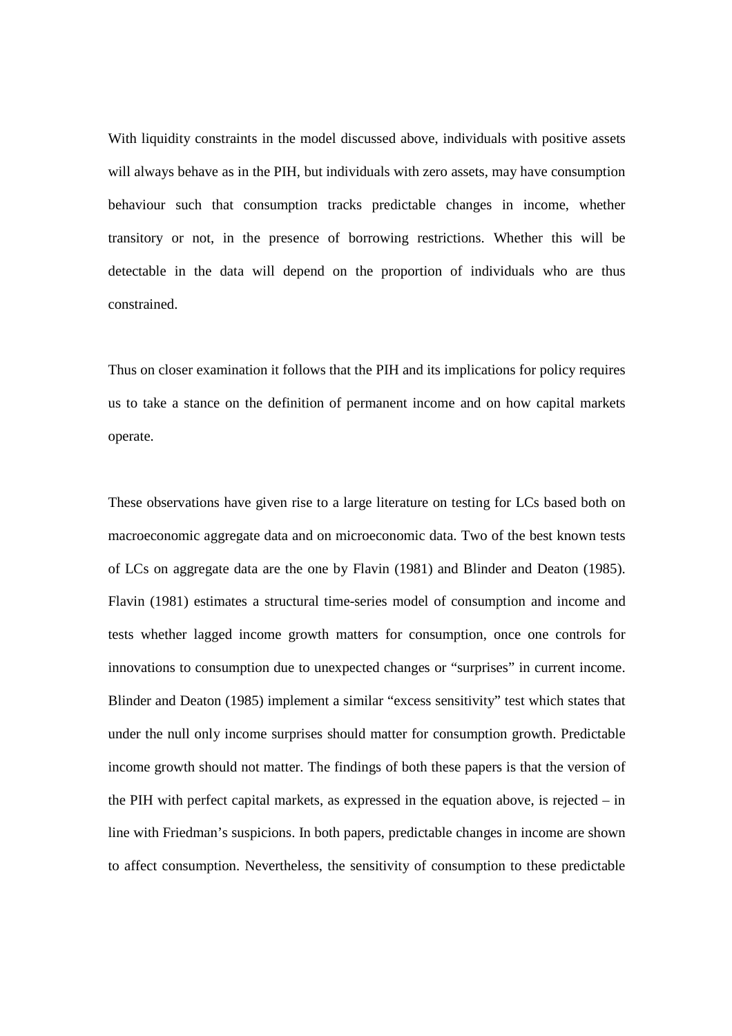With liquidity constraints in the model discussed above, individuals with positive assets will always behave as in the PIH, but individuals with zero assets, may have consumption behaviour such that consumption tracks predictable changes in income, whether transitory or not, in the presence of borrowing restrictions. Whether this will be detectable in the data will depend on the proportion of individuals who are thus constrained.

Thus on closer examination it follows that the PIH and its implications for policy requires us to take a stance on the definition of permanent income and on how capital markets operate.

These observations have given rise to a large literature on testing for LCs based both on macroeconomic aggregate data and on microeconomic data. Two of the best known tests of LCs on aggregate data are the one by Flavin (1981) and Blinder and Deaton (1985). Flavin (1981) estimates a structural time-series model of consumption and income and tests whether lagged income growth matters for consumption, once one controls for innovations to consumption due to unexpected changes or "surprises" in current income. Blinder and Deaton (1985) implement a similar "excess sensitivity" test which states that under the null only income surprises should matter for consumption growth. Predictable income growth should not matter. The findings of both these papers is that the version of the PIH with perfect capital markets, as expressed in the equation above, is rejected – in line with Friedman's suspicions. In both papers, predictable changes in income are shown to affect consumption. Nevertheless, the sensitivity of consumption to these predictable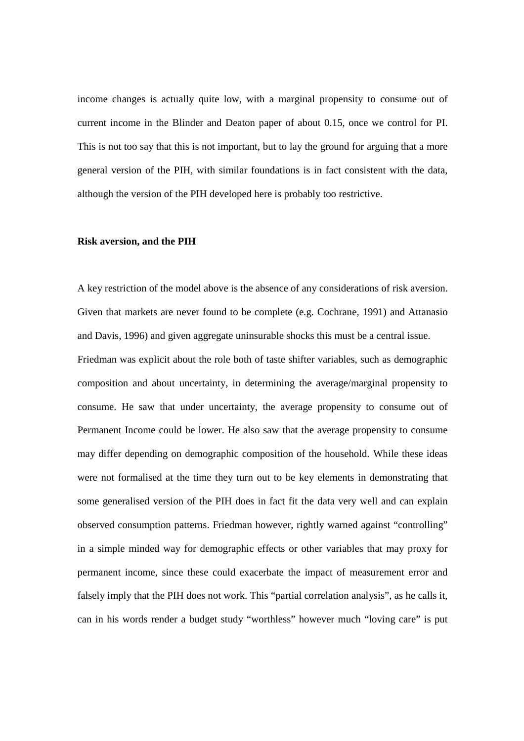income changes is actually quite low, with a marginal propensity to consume out of current income in the Blinder and Deaton paper of about 0.15, once we control for PI. This is not too say that this is not important, but to lay the ground for arguing that a more general version of the PIH, with similar foundations is in fact consistent with the data, although the version of the PIH developed here is probably too restrictive.

**Risk aversion, and the PIH**

A key restriction of the model above is the absence of any considerations of risk aversion. Given that markets are never found to be complete (e.g. Cochrane, 1991) and Attanasio and Davis, 1996) and given aggregate uninsurable shocks this must be a central issue. Friedman was explicit about the role both of taste shifter variables, such as demographic composition and about uncertainty, in determining the average/marginal propensity to consume. He saw that under uncertainty, the average propensity to consume out of Permanent Income could be lower. He also saw that the average propensity to consume may differ depending on demographic composition of the household. While these ideas were not formalised at the time they turn out to be key elements in demonstrating that some generalised version of the PIH does in fact fit the data very well and can explain observed consumption patterns. Friedman however, rightly warned against "controlling" in a simple minded way for demographic effects or other variables that may proxy for permanent income, since these could exacerbate the impact of measurement error and falsely imply that the PIH does not work. This "partial correlation analysis", as he calls it, can in his words render a budget study "worthless" however much "loving care" is put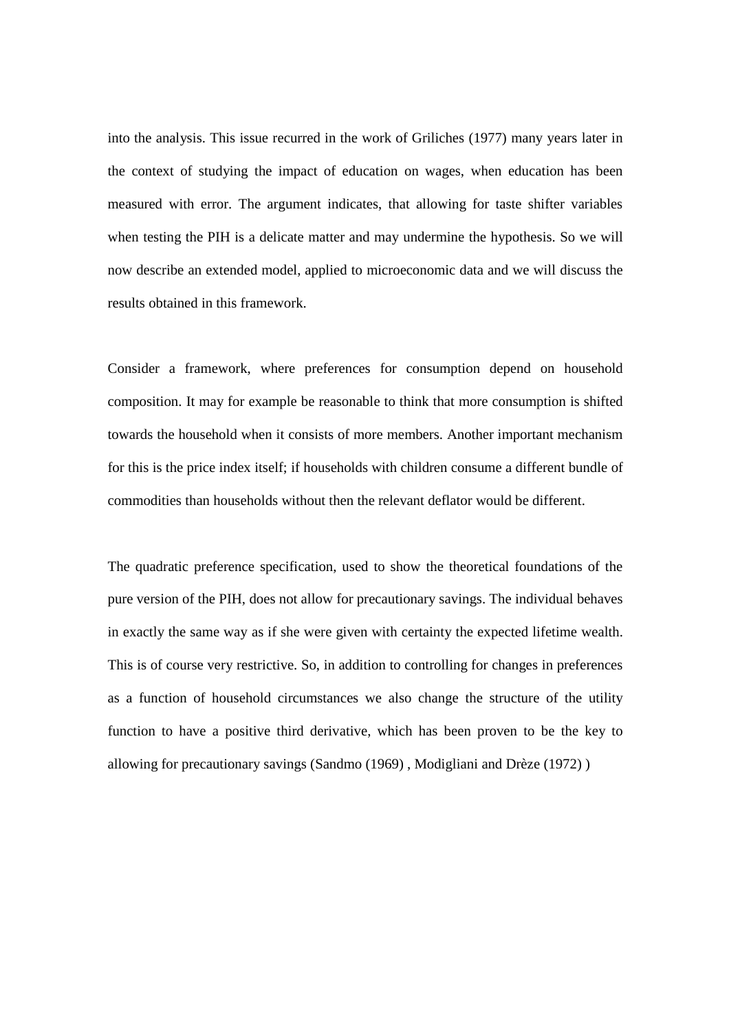into the analysis. This issue recurred in the work of Griliches (1977) many years later in the context of studying the impact of education on wages, when education has been measured with error. The argument indicates, that allowing for taste shifter variables when testing the PIH is a delicate matter and may undermine the hypothesis. So we will now describe an extended model, applied to microeconomic data and we will discuss the results obtained in this framework.

Consider a framework, where preferences for consumption depend on household composition. It may for example be reasonable to think that more consumption is shifted towards the household when it consists of more members. Another important mechanism for this is the price index itself; if households with children consume a different bundle of commodities than households without then the relevant deflator would be different.

The quadratic preference specification, used to show the theoretical foundations of the pure version of the PIH, does not allow for precautionary savings. The individual behaves in exactly the same way as if she were given with certainty the expected lifetime wealth. This is of course very restrictive. So, in addition to controlling for changes in preferences as a function of household circumstances we also change the structure of the utility function to have a positive third derivative, which has been proven to be the key to allowing for precautionary savings (Sandmo (1969) , Modigliani and Drèze (1972) )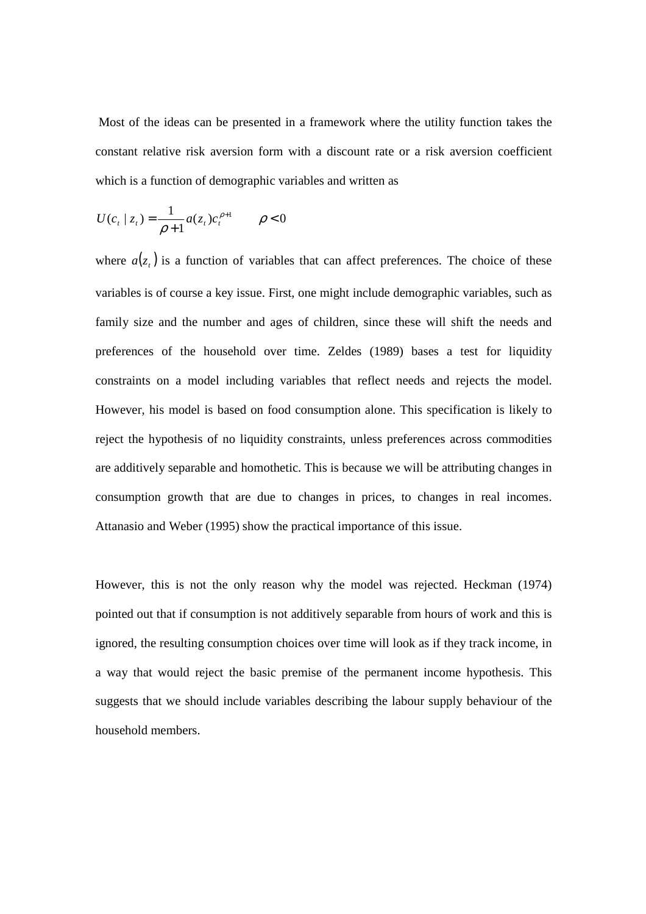Most of the ideas can be presented in a framework where the utility function takes the constant relative risk aversion form with a discount rate or a risk aversion coefficient which is a function of demographic variables and written as

$$U(c_t \mid z_t) = \frac{1}{\rho + 1} a(z_t) c_t^{\rho+1} \qquad \rho < 0$$

where $a(z_t)$ is a function of variables that can affect preferences. The choice of these variables is of course a key issue. First, one might include demographic variables, such as family size and the number and ages of children, since these will shift the needs and preferences of the household over time. Zeldes (1989) bases a test for liquidity constraints on a model including variables that reflect needs and rejects the model. However, his model is based on food consumption alone. This specification is likely to reject the hypothesis of no liquidity constraints, unless preferences across commodities are additively separable and homothetic. This is because we will be attributing changes in consumption growth that are due to changes in prices, to changes in real incomes. Attanasio and Weber (1995) show the practical importance of this issue.

However, this is not the only reason why the model was rejected. Heckman (1974) pointed out that if consumption is not additively separable from hours of work and this is ignored, the resulting consumption choices over time will look as if they track income, in a way that would reject the basic premise of the permanent income hypothesis. This suggests that we should include variables describing the labour supply behaviour of the household members.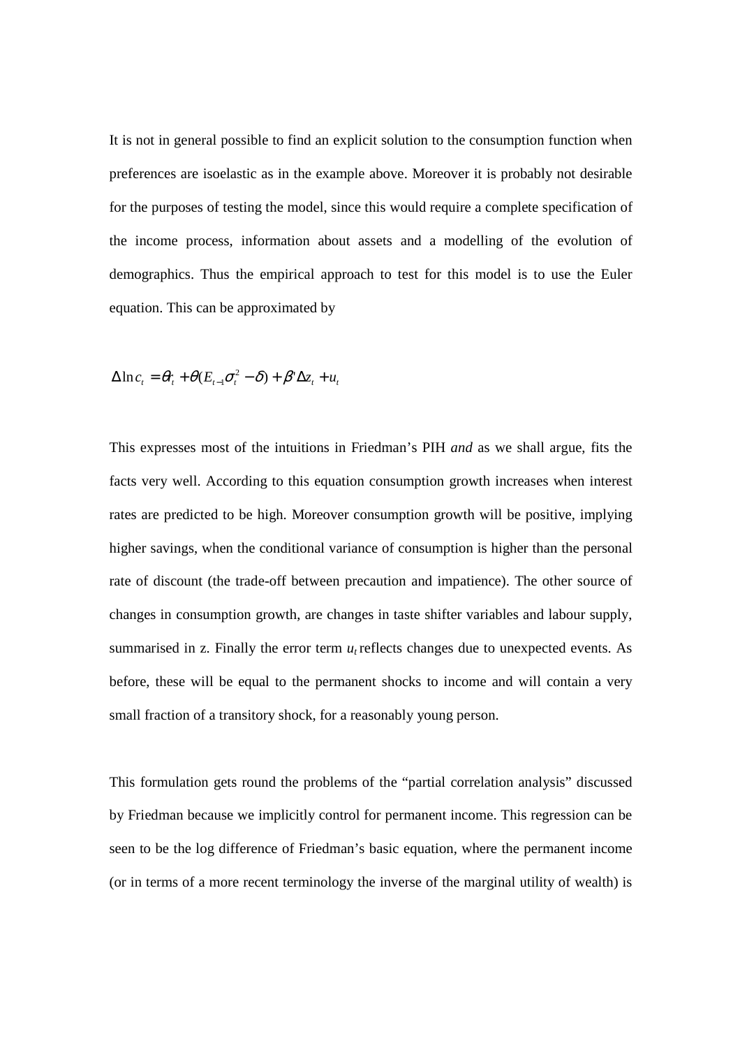It is not in general possible to find an explicit solution to the consumption function when preferences are isoelastic as in the example above. Moreover it is probably not desirable for the purposes of testing the model, since this would require a complete specification of the income process, information about assets and a modelling of the evolution of demographics. Thus the empirical approach to test for this model is to use the Euler equation. This can be approximated by

$$\Delta \ln c_t = \theta r_t + \theta (E_{t-1}\sigma_t^2 - \delta) + \beta' \Delta z_t + u_t$$

This expresses most of the intuitions in Friedman's PIH *and* as we shall argue, fits the facts very well. According to this equation consumption growth increases when interest rates are predicted to be high. Moreover consumption growth will be positive, implying higher savings, when the conditional variance of consumption is higher than the personal rate of discount (the trade-off between precaution and impatience). The other source of changes in consumption growth, are changes in taste shifter variables and labour supply, summarised in z. Finally the error term $u_t$ reflects changes due to unexpected events. As before, these will be equal to the permanent shocks to income and will contain a very small fraction of a transitory shock, for a reasonably young person.

This formulation gets round the problems of the "partial correlation analysis" discussed by Friedman because we implicitly control for permanent income. This regression can be seen to be the log difference of Friedman's basic equation, where the permanent income (or in terms of a more recent terminology the inverse of the marginal utility of wealth) is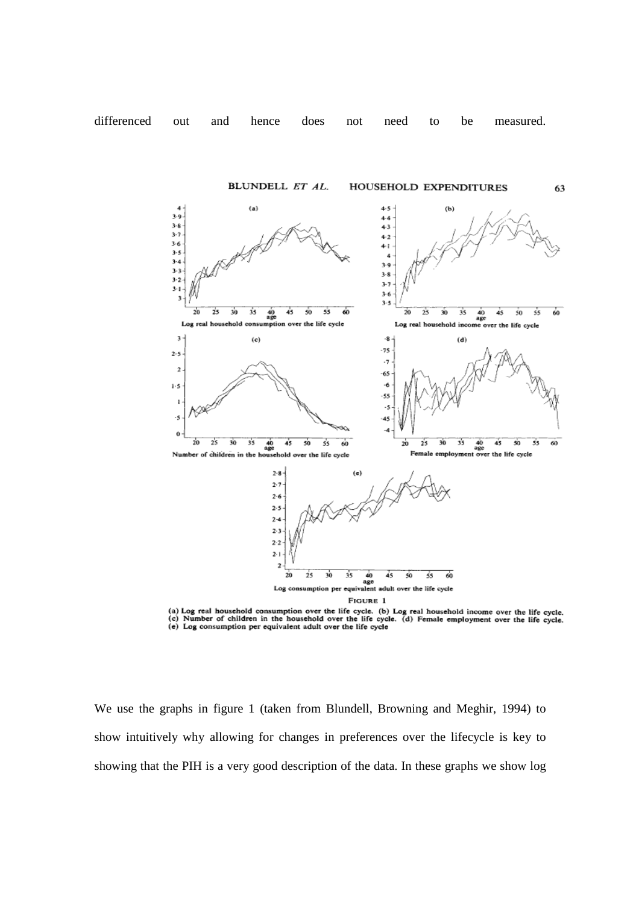differenced out and hence does not need to be measured.

FIGURE 1

(a) Log real household consumption over the life cycle. (b) Log real household income over the life cycle. (c) Number of children in the household over the life cycle. (d) Female employment over the life cycle. (e) Log consumption per equivalent adult over the life cycle

We use the graphs in figure 1 (taken from Blundell, Browning and Meghir, 1994) to show intuitively why allowing for changes in preferences over the lifecycle is key to showing that the PIH is a very good description of the data. In these graphs we show log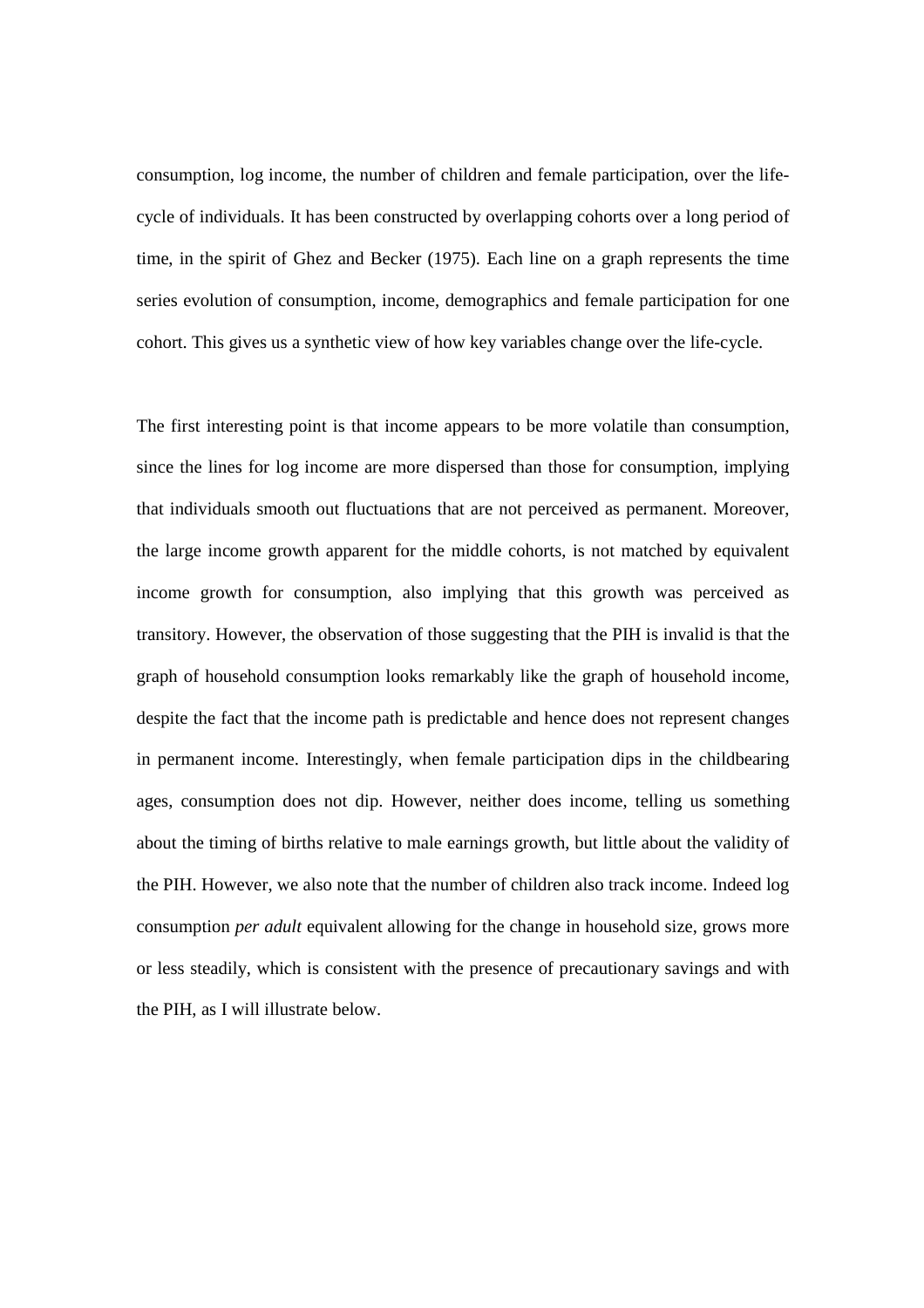consumption, log income, the number of children and female participation, over the life-cycle of individuals. It has been constructed by overlapping cohorts over a long period of time, in the spirit of Ghez and Becker (1975). Each line on a graph represents the time series evolution of consumption, income, demographics and female participation for one cohort. This gives us a synthetic view of how key variables change over the life-cycle.

The first interesting point is that income appears to be more volatile than consumption, since the lines for log income are more dispersed than those for consumption, implying that individuals smooth out fluctuations that are not perceived as permanent. Moreover, the large income growth apparent for the middle cohorts, is not matched by equivalent income growth for consumption, also implying that this growth was perceived as transitory. However, the observation of those suggesting that the PIH is invalid is that the graph of household consumption looks remarkably like the graph of household income, despite the fact that the income path is predictable and hence does not represent changes in permanent income. Interestingly, when female participation dips in the childbearing ages, consumption does not dip. However, neither does income, telling us something about the timing of births relative to male earnings growth, but little about the validity of the PIH. However, we also note that the number of children also track income. Indeed log consumption *per adult* equivalent allowing for the change in household size, grows more or less steadily, which is consistent with the presence of precautionary savings and with the PIH, as I will illustrate below.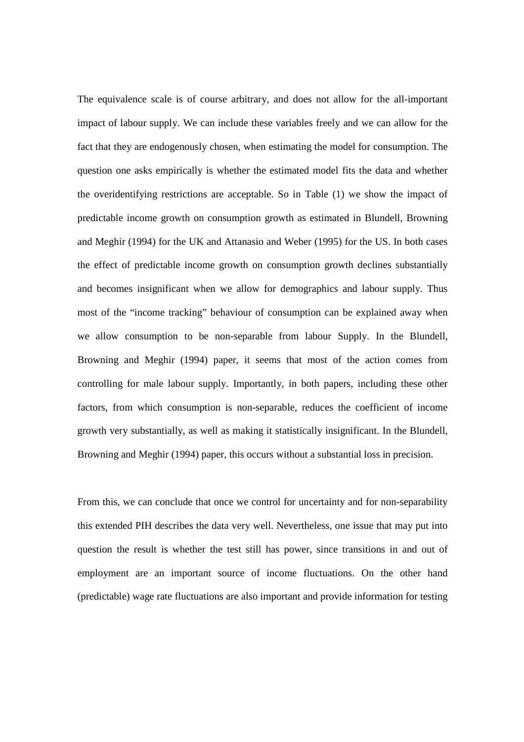The equivalence scale is of course arbitrary, and does not allow for the all-important impact of labour supply. We can include these variables freely and we can allow for the fact that they are endogenously chosen, when estimating the model for consumption. The question one asks empirically is whether the estimated model fits the data and whether the overidentifying restrictions are acceptable. So in Table (1) we show the impact of predictable income growth on consumption growth as estimated in Blundell, Browning and Meghir (1994) for the UK and Attanasio and Weber (1995) for the US. In both cases the effect of predictable income growth on consumption growth declines substantially and becomes insignificant when we allow for demographics and labour supply. Thus most of the "income tracking" behaviour of consumption can be explained away when we allow consumption to be non-separable from labour Supply. In the Blundell, Browning and Meghir (1994) paper, it seems that most of the action comes from controlling for male labour supply. Importantly, in both papers, including these other factors, from which consumption is non-separable, reduces the coefficient of income growth very substantially, as well as making it statistically insignificant. In the Blundell, Browning and Meghir (1994) paper, this occurs without a substantial loss in precision.

From this, we can conclude that once we control for uncertainty and for non-separability this extended PIH describes the data very well. Nevertheless, one issue that may put into question the result is whether the test still has power, since transitions in and out of employment are an important source of income fluctuations. On the other hand (predictable) wage rate fluctuations are also important and provide information for testing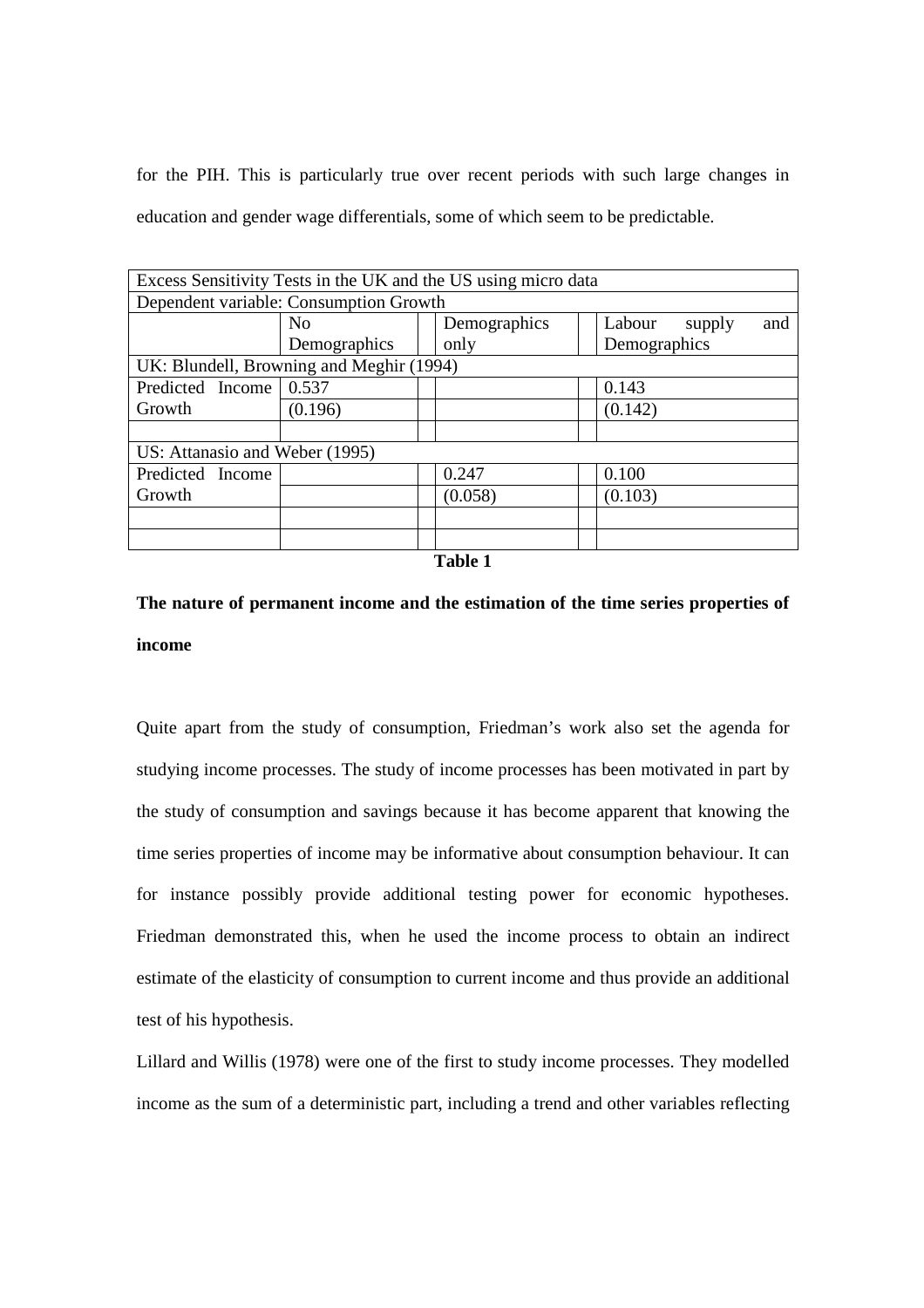for the PIH. This is particularly true over recent periods with such large changes in education and gender wage differentials, some of which seem to be predictable.

| Excess Sensitivity Tests in the UK and the US using micro data | | | |
|---|---|---|---|
| Dependent variable: Consumption Growth | | | |
| | No Demographics | Demographics only | Labour supply and Demographics |
| UK: Blundell, Browning and Meghir (1994) | | | |
| Predicted Income Growth | 0.537 | | 0.143 |
| | (0.196) | | (0.142) |
| | | | |
| US: Attanasio and Weber (1995) | | | |
| Predicted Income Growth | | 0.247 | 0.100 |
| | | (0.058) | (0.103) |
| | | | |
| | | | |

**Table 1**

**The nature of permanent income and the estimation of the time series properties of income**

Quite apart from the study of consumption, Friedman's work also set the agenda for studying income processes. The study of income processes has been motivated in part by the study of consumption and savings because it has become apparent that knowing the time series properties of income may be informative about consumption behaviour. It can for instance possibly provide additional testing power for economic hypotheses. Friedman demonstrated this, when he used the income process to obtain an indirect estimate of the elasticity of consumption to current income and thus provide an additional test of his hypothesis.

Lillard and Willis (1978) were one of the first to study income processes. They modelled income as the sum of a deterministic part, including a trend and other variables reflecting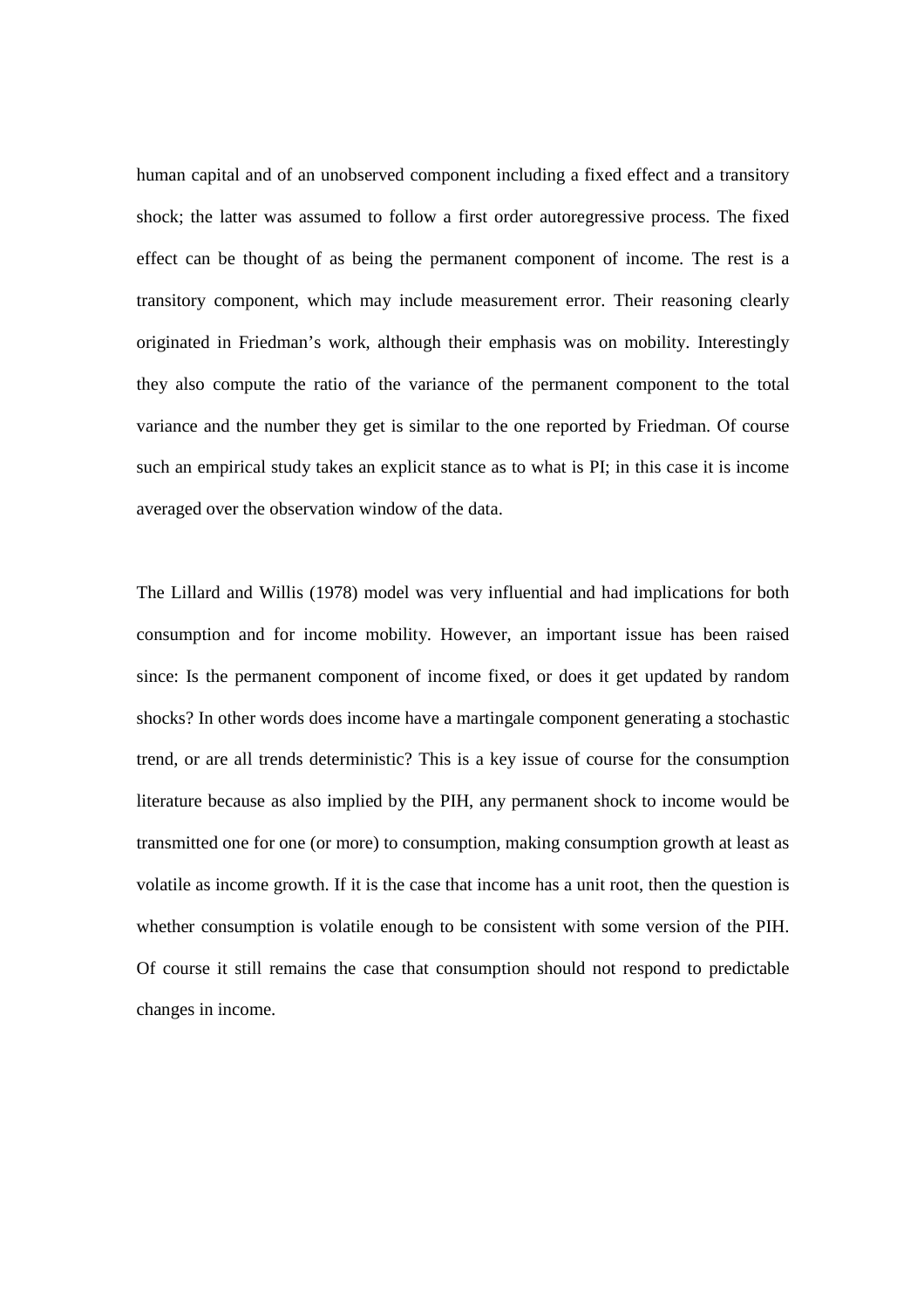human capital and of an unobserved component including a fixed effect and a transitory shock; the latter was assumed to follow a first order autoregressive process. The fixed effect can be thought of as being the permanent component of income. The rest is a transitory component, which may include measurement error. Their reasoning clearly originated in Friedman's work, although their emphasis was on mobility. Interestingly they also compute the ratio of the variance of the permanent component to the total variance and the number they get is similar to the one reported by Friedman. Of course such an empirical study takes an explicit stance as to what is PI; in this case it is income averaged over the observation window of the data.

The Lillard and Willis (1978) model was very influential and had implications for both consumption and for income mobility. However, an important issue has been raised since: Is the permanent component of income fixed, or does it get updated by random shocks? In other words does income have a martingale component generating a stochastic trend, or are all trends deterministic? This is a key issue of course for the consumption literature because as also implied by the PIH, any permanent shock to income would be transmitted one for one (or more) to consumption, making consumption growth at least as volatile as income growth. If it is the case that income has a unit root, then the question is whether consumption is volatile enough to be consistent with some version of the PIH. Of course it still remains the case that consumption should not respond to predictable changes in income.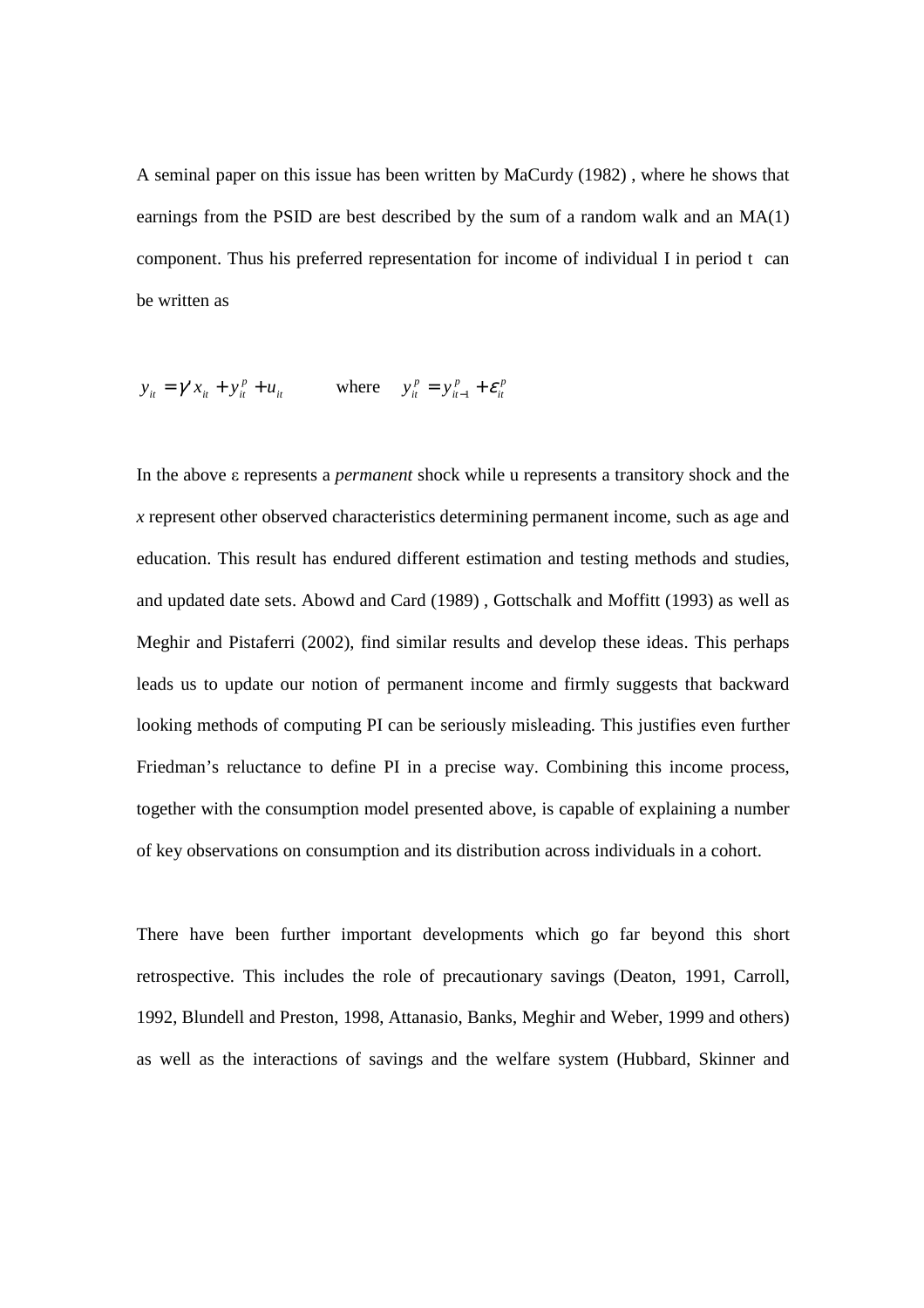A seminal paper on this issue has been written by MaCurdy (1982) , where he shows that earnings from the PSID are best described by the sum of a random walk and an MA(1) component. Thus his preferred representation for income of individual I in period t can be written as

$$y_{it} = \gamma' x_{it} + y_{it}^{p} + u_{it} \qquad \text{where} \quad y_{it}^{p} = y_{it-1}^{p} + \varepsilon_{it}^{p}$$

In the above ε represents a *permanent* shock while u represents a transitory shock and the *x* represent other observed characteristics determining permanent income, such as age and education. This result has endured different estimation and testing methods and studies, and updated date sets. Abowd and Card (1989) , Gottschalk and Moffitt (1993) as well as Meghir and Pistaferri (2002), find similar results and develop these ideas. This perhaps leads us to update our notion of permanent income and firmly suggests that backward looking methods of computing PI can be seriously misleading. This justifies even further Friedman's reluctance to define PI in a precise way. Combining this income process, together with the consumption model presented above, is capable of explaining a number of key observations on consumption and its distribution across individuals in a cohort.

There have been further important developments which go far beyond this short retrospective. This includes the role of precautionary savings (Deaton, 1991, Carroll, 1992, Blundell and Preston, 1998, Attanasio, Banks, Meghir and Weber, 1999 and others) as well as the interactions of savings and the welfare system (Hubbard, Skinner and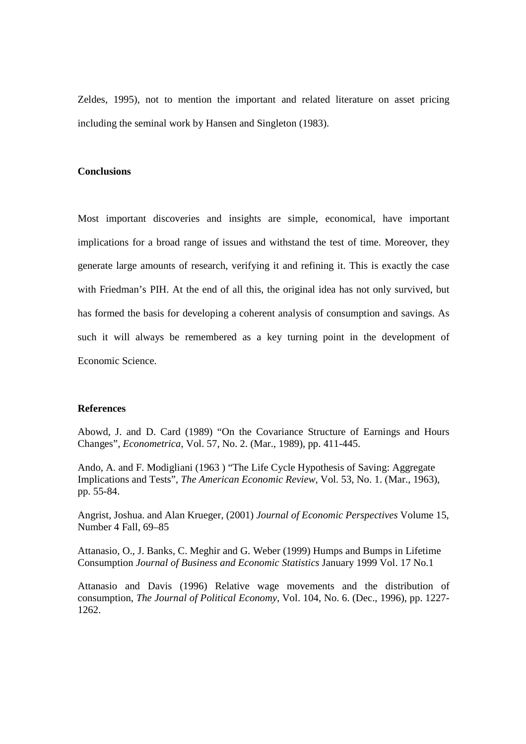Zeldes, 1995), not to mention the important and related literature on asset pricing including the seminal work by Hansen and Singleton (1983).

**Conclusions**

Most important discoveries and insights are simple, economical, have important implications for a broad range of issues and withstand the test of time. Moreover, they generate large amounts of research, verifying it and refining it. This is exactly the case with Friedman's PIH. At the end of all this, the original idea has not only survived, but has formed the basis for developing a coherent analysis of consumption and savings. As such it will always be remembered as a key turning point in the development of Economic Science.

**References**

Abowd, J. and D. Card (1989) "On the Covariance Structure of Earnings and Hours Changes", *Econometrica*, Vol. 57, No. 2. (Mar., 1989), pp. 411-445.

Ando, A. and F. Modigliani (1963 ) "The Life Cycle Hypothesis of Saving: Aggregate Implications and Tests", *The American Economic Review*, Vol. 53, No. 1. (Mar., 1963), pp. 55-84.

Angrist, Joshua. and Alan Krueger, (2001) *Journal of Economic Perspectives* Volume 15, Number 4 Fall, 69–85

Attanasio, O., J. Banks, C. Meghir and G. Weber (1999) Humps and Bumps in Lifetime Consumption *Journal of Business and Economic Statistics* January 1999 Vol. 17 No.1

Attanasio and Davis (1996) Relative wage movements and the distribution of consumption, *The Journal of Political Economy*, Vol. 104, No. 6. (Dec., 1996), pp. 1227-1262.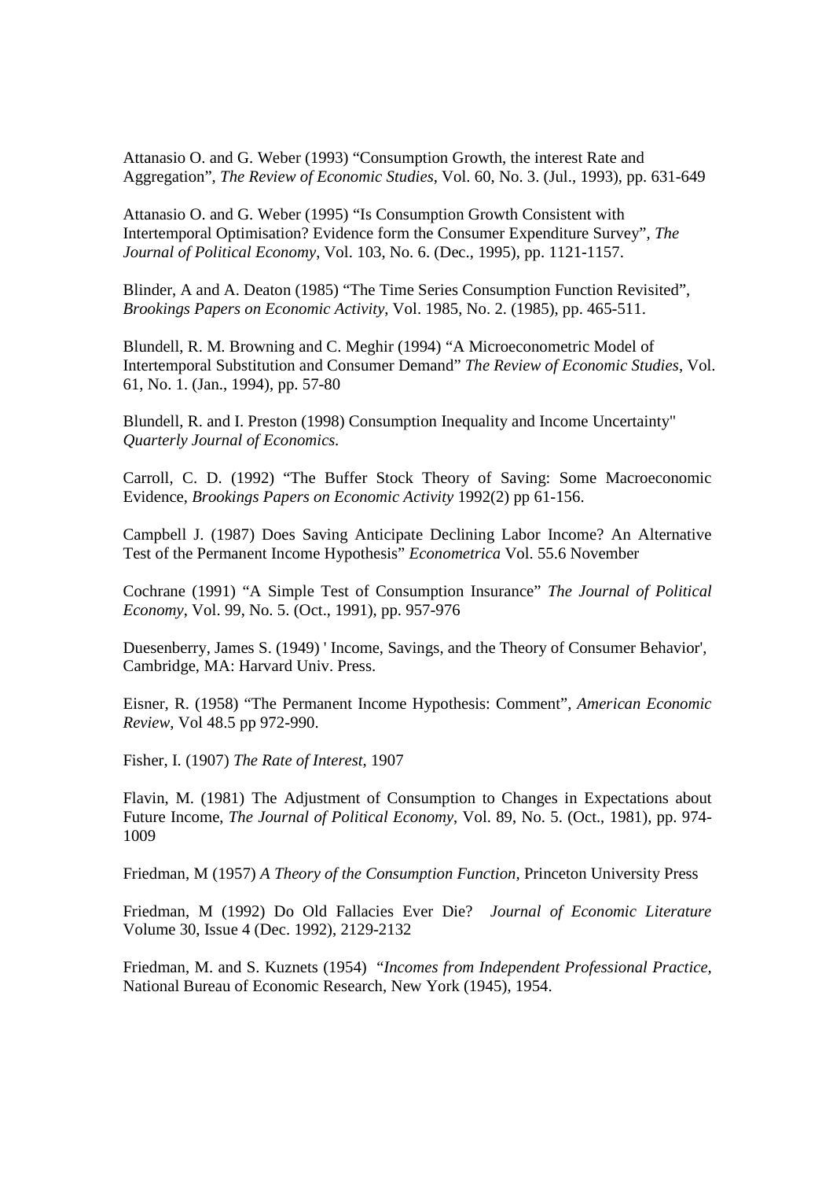Attanasio O. and G. Weber (1993) “Consumption Growth, the interest Rate and Aggregation”, *The Review of Economic Studies*, Vol. 60, No. 3. (Jul., 1993), pp. 631-649

Attanasio O. and G. Weber (1995) “Is Consumption Growth Consistent with Intertemporal Optimisation? Evidence form the Consumer Expenditure Survey”, *The Journal of Political Economy*, Vol. 103, No. 6. (Dec., 1995), pp. 1121-1157.

Blinder, A and A. Deaton (1985) “The Time Series Consumption Function Revisited”, *Brookings Papers on Economic Activity*, Vol. 1985, No. 2. (1985), pp. 465-511.

Blundell, R. M. Browning and C. Meghir (1994) “A Microeconometric Model of Intertemporal Substitution and Consumer Demand” *The Review of Economic Studies*, Vol. 61, No. 1. (Jan., 1994), pp. 57-80

Blundell, R. and I. Preston (1998) Consumption Inequality and Income Uncertainty" *Quarterly Journal of Economics.*

Carroll, C. D. (1992) “The Buffer Stock Theory of Saving: Some Macroeconomic Evidence, *Brookings Papers on Economic Activity* 1992(2) pp 61-156.

Campbell J. (1987) Does Saving Anticipate Declining Labor Income? An Alternative Test of the Permanent Income Hypothesis” *Econometrica* Vol. 55.6 November

Cochrane (1991) “A Simple Test of Consumption Insurance” *The Journal of Political Economy*, Vol. 99, No. 5. (Oct., 1991), pp. 957-976

Duesenberry, James S. (1949) ' Income, Savings, and the Theory of Consumer Behavior', Cambridge, MA: Harvard Univ. Press.

Eisner, R. (1958) “The Permanent Income Hypothesis: Comment”, *American Economic Review*, Vol 48.5 pp 972-990.

Fisher, I. (1907) *The Rate of Interest*, 1907

Flavin, M. (1981) The Adjustment of Consumption to Changes in Expectations about Future Income, *The Journal of Political Economy*, Vol. 89, No. 5. (Oct., 1981), pp. 974-1009

Friedman, M (1957) *A Theory of the Consumption Function*, Princeton University Press

Friedman, M (1992) Do Old Fallacies Ever Die? *Journal of Economic Literature* Volume 30, Issue 4 (Dec. 1992), 2129-2132

Friedman, M. and S. Kuznets (1954) “*Incomes from Independent Professional Practice,* National Bureau of Economic Research, New York (1945), 1954.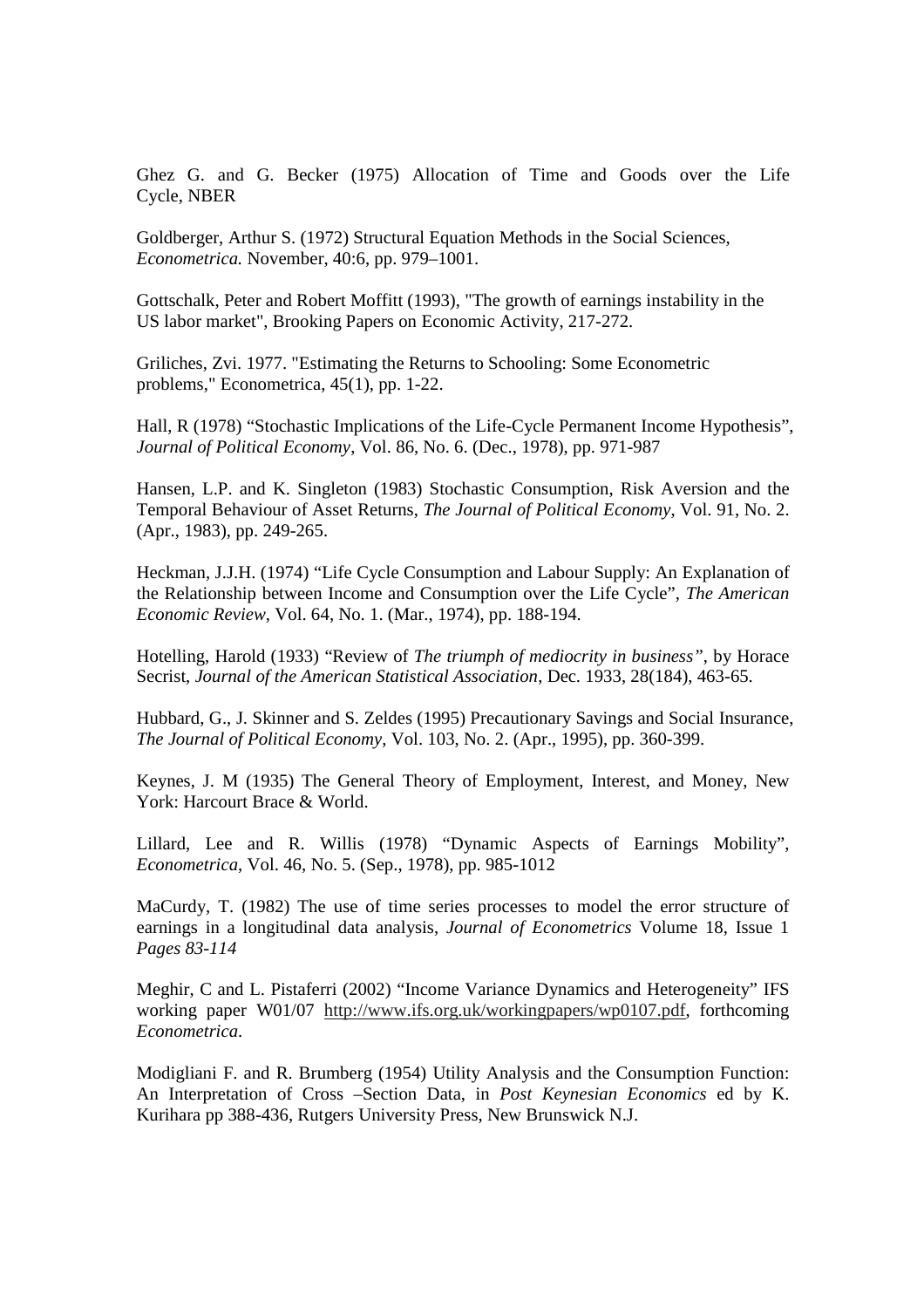Ghez G. and G. Becker (1975) Allocation of Time and Goods over the Life Cycle, NBER

Goldberger, Arthur S. (1972) Structural Equation Methods in the Social Sciences, *Econometrica.* November, 40:6, pp. 979–1001.

Gottschalk, Peter and Robert Moffitt (1993), "The growth of earnings instability in the US labor market", Brooking Papers on Economic Activity, 217-272.

Griliches, Zvi. 1977. "Estimating the Returns to Schooling: Some Econometric problems," Econometrica, 45(1), pp. 1-22.

Hall, R (1978) "Stochastic Implications of the Life-Cycle Permanent Income Hypothesis", *Journal of Political Economy*, Vol. 86, No. 6. (Dec., 1978), pp. 971-987

Hansen, L.P. and K. Singleton (1983) Stochastic Consumption, Risk Aversion and the Temporal Behaviour of Asset Returns, *The Journal of Political Economy*, Vol. 91, No. 2. (Apr., 1983), pp. 249-265.

Heckman, J.J.H. (1974) "Life Cycle Consumption and Labour Supply: An Explanation of the Relationship between Income and Consumption over the Life Cycle", *The American Economic Review*, Vol. 64, No. 1. (Mar., 1974), pp. 188-194.

Hotelling, Harold (1933) "Review of *The triumph of mediocrity in business"*, by Horace Secrist, *Journal of the American Statistical Association*, Dec. 1933, 28(184), 463-65.

Hubbard, G., J. Skinner and S. Zeldes (1995) Precautionary Savings and Social Insurance, *The Journal of Political Economy*, Vol. 103, No. 2. (Apr., 1995), pp. 360-399.

Keynes, J. M (1935) The General Theory of Employment, Interest, and Money, New York: Harcourt Brace & World.

Lillard, Lee and R. Willis (1978) "Dynamic Aspects of Earnings Mobility", *Econometrica*, Vol. 46, No. 5. (Sep., 1978), pp. 985-1012

MaCurdy, T. (1982) The use of time series processes to model the error structure of earnings in a longitudinal data analysis, *Journal of Econometrics* Volume 18, Issue 1 *Pages 83-114*

Meghir, C and L. Pistaferri (2002) "Income Variance Dynamics and Heterogeneity" IFS working paper W01/07 http://www.ifs.org.uk/workingpapers/wp0107.pdf, forthcoming *Econometrica*.

Modigliani F. and R. Brumberg (1954) Utility Analysis and the Consumption Function: An Interpretation of Cross –Section Data, in *Post Keynesian Economics* ed by K. Kurihara pp 388-436, Rutgers University Press, New Brunswick N.J.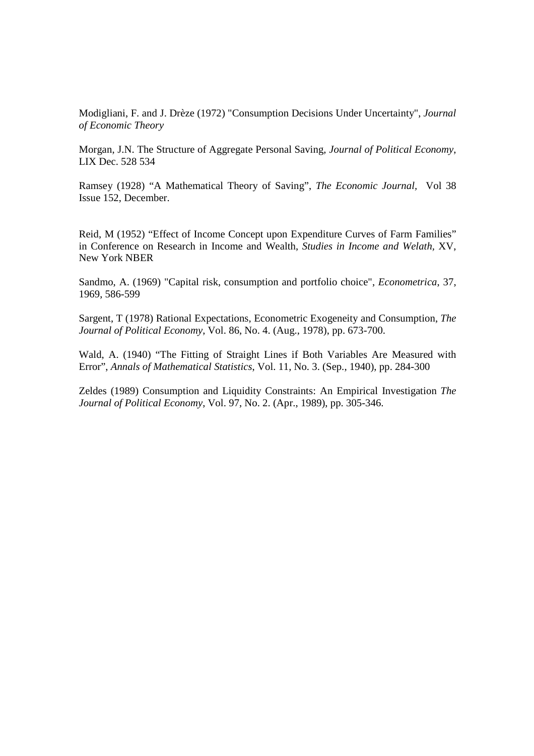Modigliani, F. and J. Drèze (1972) "Consumption Decisions Under Uncertainty", *Journal of Economic Theory*

Morgan, J.N. The Structure of Aggregate Personal Saving, *Journal of Political Economy*, LIX Dec. 528 534

Ramsey (1928) "A Mathematical Theory of Saving", *The Economic Journal*, Vol 38 Issue 152, December.

Reid, M (1952) "Effect of Income Concept upon Expenditure Curves of Farm Families" in Conference on Research in Income and Wealth, *Studies in Income and Welath*, XV, New York NBER

Sandmo, A. (1969) "Capital risk, consumption and portfolio choice", *Econometrica*, 37, 1969, 586-599

Sargent, T (1978) Rational Expectations, Econometric Exogeneity and Consumption, *The Journal of Political Economy*, Vol. 86, No. 4. (Aug., 1978), pp. 673-700.

Wald, A. (1940) "The Fitting of Straight Lines if Both Variables Are Measured with Error", *Annals of Mathematical Statistics*, Vol. 11, No. 3. (Sep., 1940), pp. 284-300

Zeldes (1989) Consumption and Liquidity Constraints: An Empirical Investigation *The Journal of Political Economy*, Vol. 97, No. 2. (Apr., 1989), pp. 305-346.